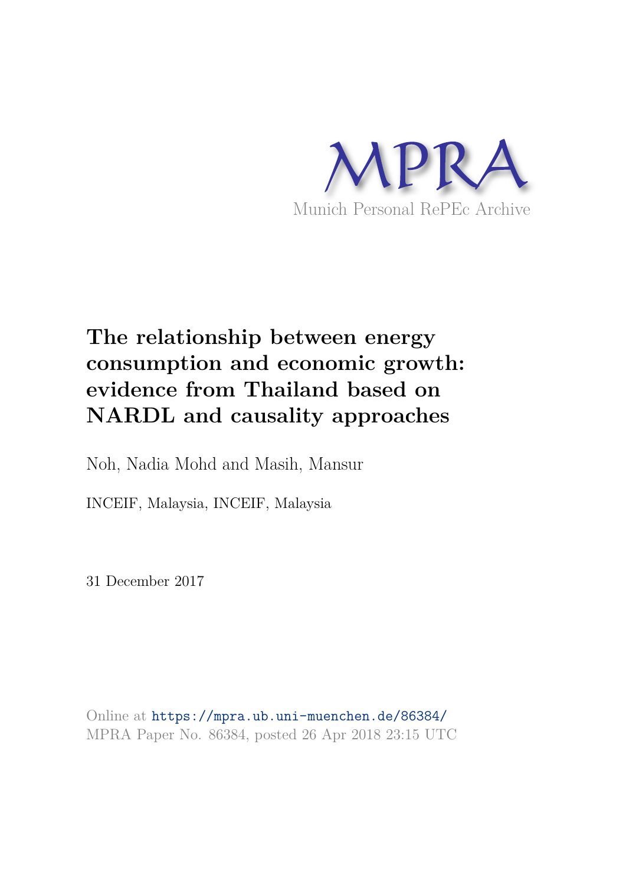MPRA

Munich Personal RePEc Archive

# The relationship between energy consumption and economic growth: evidence from Thailand based on NARDL and causality approaches

Noh, Nadia Mohd and Masih, Mansur

INCEIF, Malaysia, INCEIF, Malaysia

31 December 2017

Online at https://mpra.ub.uni-muenchen.de/86384/
MPRA Paper No. 86384, posted 26 Apr 2018 23:15 UTC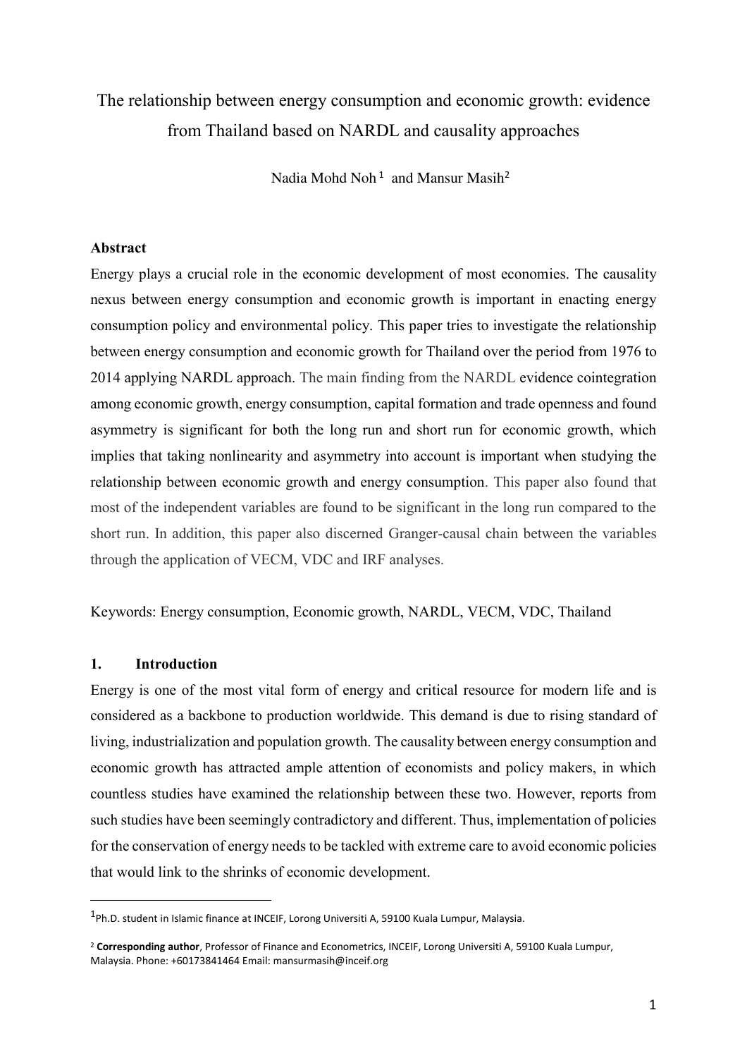# The relationship between energy consumption and economic growth: evidence from Thailand based on NARDL and causality approaches

Nadia Mohd Noh [1] and Mansur Masih[2]

## Abstract

Energy plays a crucial role in the economic development of most economies. The causality nexus between energy consumption and economic growth is important in enacting energy consumption policy and environmental policy. This paper tries to investigate the relationship between energy consumption and economic growth for Thailand over the period from 1976 to 2014 applying NARDL approach. The main finding from the NARDL evidence cointegration among economic growth, energy consumption, capital formation and trade openness and found asymmetry is significant for both the long run and short run for economic growth, which implies that taking nonlinearity and asymmetry into account is important when studying the relationship between economic growth and energy consumption. This paper also found that most of the independent variables are found to be significant in the long run compared to the short run. In addition, this paper also discerned Granger-causal chain between the variables through the application of VECM, VDC and IRF analyses.

Keywords: Energy consumption, Economic growth, NARDL, VECM, VDC, Thailand

## 1. Introduction

Energy is one of the most vital form of energy and critical resource for modern life and is considered as a backbone to production worldwide. This demand is due to rising standard of living, industrialization and population growth. The causality between energy consumption and economic growth has attracted ample attention of economists and policy makers, in which countless studies have examined the relationship between these two. However, reports from such studies have been seemingly contradictory and different. Thus, implementation of policies for the conservation of energy needs to be tackled with extreme care to avoid economic policies that would link to the shrinks of economic development.

---

[1] Ph.D. student in Islamic finance at INCEIF, Lorong Universiti A, 59100 Kuala Lumpur, Malaysia.

[2] **Corresponding author**, Professor of Finance and Econometrics, INCEIF, Lorong Universiti A, 59100 Kuala Lumpur, Malaysia. Phone: +60173841464 Email: mansurmasih@inceif.org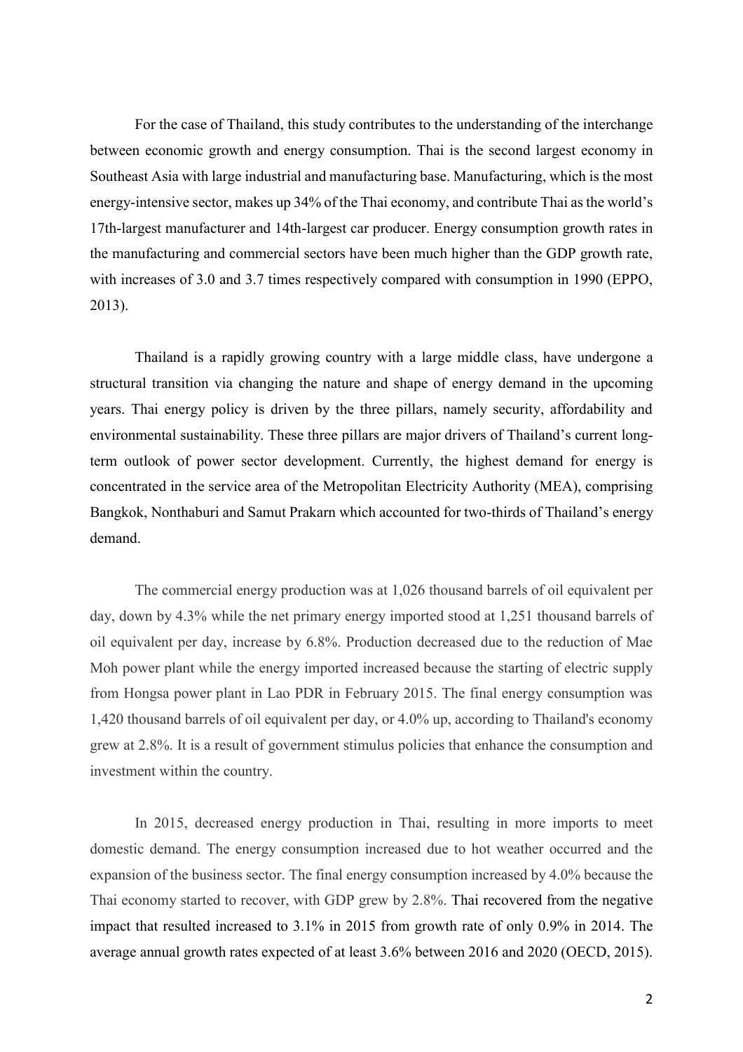For the case of Thailand, this study contributes to the understanding of the interchange between economic growth and energy consumption. Thai is the second largest economy in Southeast Asia with large industrial and manufacturing base. Manufacturing, which is the most energy-intensive sector, makes up 34% of the Thai economy, and contribute Thai as the world's 17th-largest manufacturer and 14th-largest car producer. Energy consumption growth rates in the manufacturing and commercial sectors have been much higher than the GDP growth rate, with increases of 3.0 and 3.7 times respectively compared with consumption in 1990 (EPPO, 2013).

Thailand is a rapidly growing country with a large middle class, have undergone a structural transition via changing the nature and shape of energy demand in the upcoming years. Thai energy policy is driven by the three pillars, namely security, affordability and environmental sustainability. These three pillars are major drivers of Thailand's current long-term outlook of power sector development. Currently, the highest demand for energy is concentrated in the service area of the Metropolitan Electricity Authority (MEA), comprising Bangkok, Nonthaburi and Samut Prakarn which accounted for two-thirds of Thailand's energy demand.

The commercial energy production was at 1,026 thousand barrels of oil equivalent per day, down by 4.3% while the net primary energy imported stood at 1,251 thousand barrels of oil equivalent per day, increase by 6.8%. Production decreased due to the reduction of Mae Moh power plant while the energy imported increased because the starting of electric supply from Hongsa power plant in Lao PDR in February 2015. The final energy consumption was 1,420 thousand barrels of oil equivalent per day, or 4.0% up, according to Thailand's economy grew at 2.8%. It is a result of government stimulus policies that enhance the consumption and investment within the country.

In 2015, decreased energy production in Thai, resulting in more imports to meet domestic demand. The energy consumption increased due to hot weather occurred and the expansion of the business sector. The final energy consumption increased by 4.0% because the Thai economy started to recover, with GDP grew by 2.8%. Thai recovered from the negative impact that resulted increased to 3.1% in 2015 from growth rate of only 0.9% in 2014. The average annual growth rates expected of at least 3.6% between 2016 and 2020 (OECD, 2015).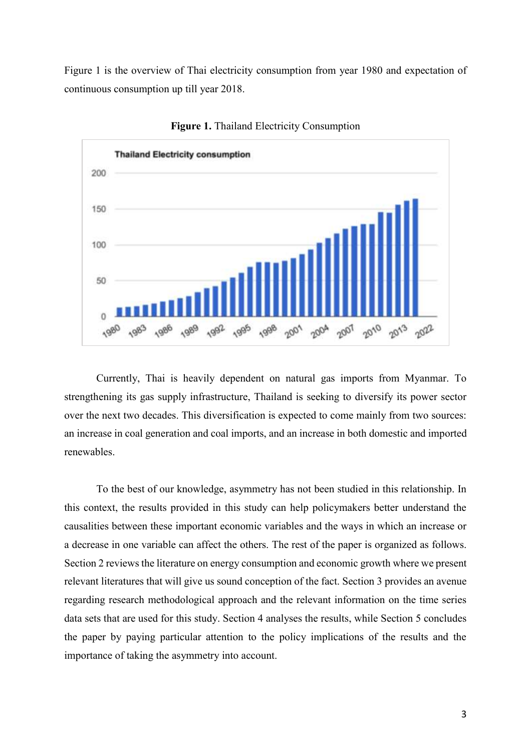Figure 1 is the overview of Thai electricity consumption from year 1980 and expectation of continuous consumption up till year 2018.

**Figure 1.** Thailand Electricity Consumption

Currently, Thai is heavily dependent on natural gas imports from Myanmar. To strengthening its gas supply infrastructure, Thailand is seeking to diversify its power sector over the next two decades. This diversification is expected to come mainly from two sources: an increase in coal generation and coal imports, and an increase in both domestic and imported renewables.

To the best of our knowledge, asymmetry has not been studied in this relationship. In this context, the results provided in this study can help policymakers better understand the causalities between these important economic variables and the ways in which an increase or a decrease in one variable can affect the others. The rest of the paper is organized as follows. Section 2 reviews the literature on energy consumption and economic growth where we present relevant literatures that will give us sound conception of the fact. Section 3 provides an avenue regarding research methodological approach and the relevant information on the time series data sets that are used for this study. Section 4 analyses the results, while Section 5 concludes the paper by paying particular attention to the policy implications of the results and the importance of taking the asymmetry into account.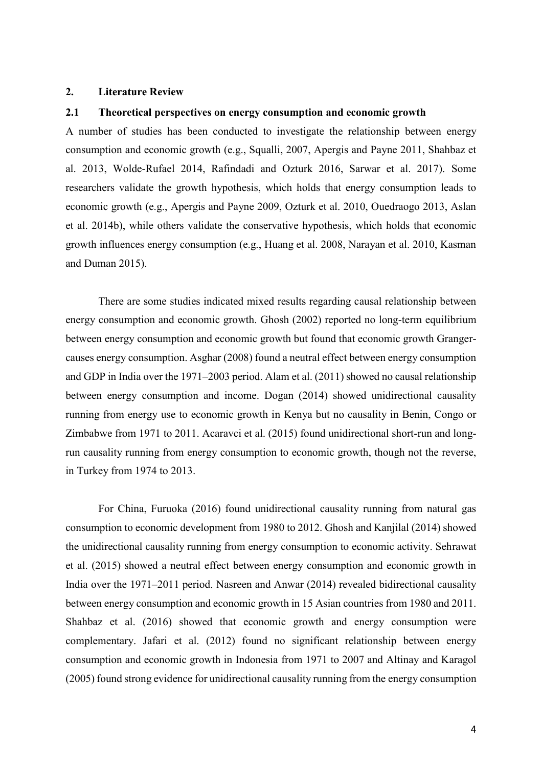## 2. Literature Review

### 2.1 Theoretical perspectives on energy consumption and economic growth

A number of studies has been conducted to investigate the relationship between energy consumption and economic growth (e.g., Squalli, 2007, Apergis and Payne 2011, Shahbaz et al. 2013, Wolde-Rufael 2014, Rafindadi and Ozturk 2016, Sarwar et al. 2017). Some researchers validate the growth hypothesis, which holds that energy consumption leads to economic growth (e.g., Apergis and Payne 2009, Ozturk et al. 2010, Ouedraogo 2013, Aslan et al. 2014b), while others validate the conservative hypothesis, which holds that economic growth influences energy consumption (e.g., Huang et al. 2008, Narayan et al. 2010, Kasman and Duman 2015).

There are some studies indicated mixed results regarding causal relationship between energy consumption and economic growth. Ghosh (2002) reported no long-term equilibrium between energy consumption and economic growth but found that economic growth Granger-causes energy consumption. Asghar (2008) found a neutral effect between energy consumption and GDP in India over the 1971–2003 period. Alam et al. (2011) showed no causal relationship between energy consumption and income. Dogan (2014) showed unidirectional causality running from energy use to economic growth in Kenya but no causality in Benin, Congo or Zimbabwe from 1971 to 2011. Acaravci et al. (2015) found unidirectional short-run and long-run causality running from energy consumption to economic growth, though not the reverse, in Turkey from 1974 to 2013.

For China, Furuoka (2016) found unidirectional causality running from natural gas consumption to economic development from 1980 to 2012. Ghosh and Kanjilal (2014) showed the unidirectional causality running from energy consumption to economic activity. Sehrawat et al. (2015) showed a neutral effect between energy consumption and economic growth in India over the 1971–2011 period. Nasreen and Anwar (2014) revealed bidirectional causality between energy consumption and economic growth in 15 Asian countries from 1980 and 2011. Shahbaz et al. (2016) showed that economic growth and energy consumption were complementary. Jafari et al. (2012) found no significant relationship between energy consumption and economic growth in Indonesia from 1971 to 2007 and Altinay and Karagol (2005) found strong evidence for unidirectional causality running from the energy consumption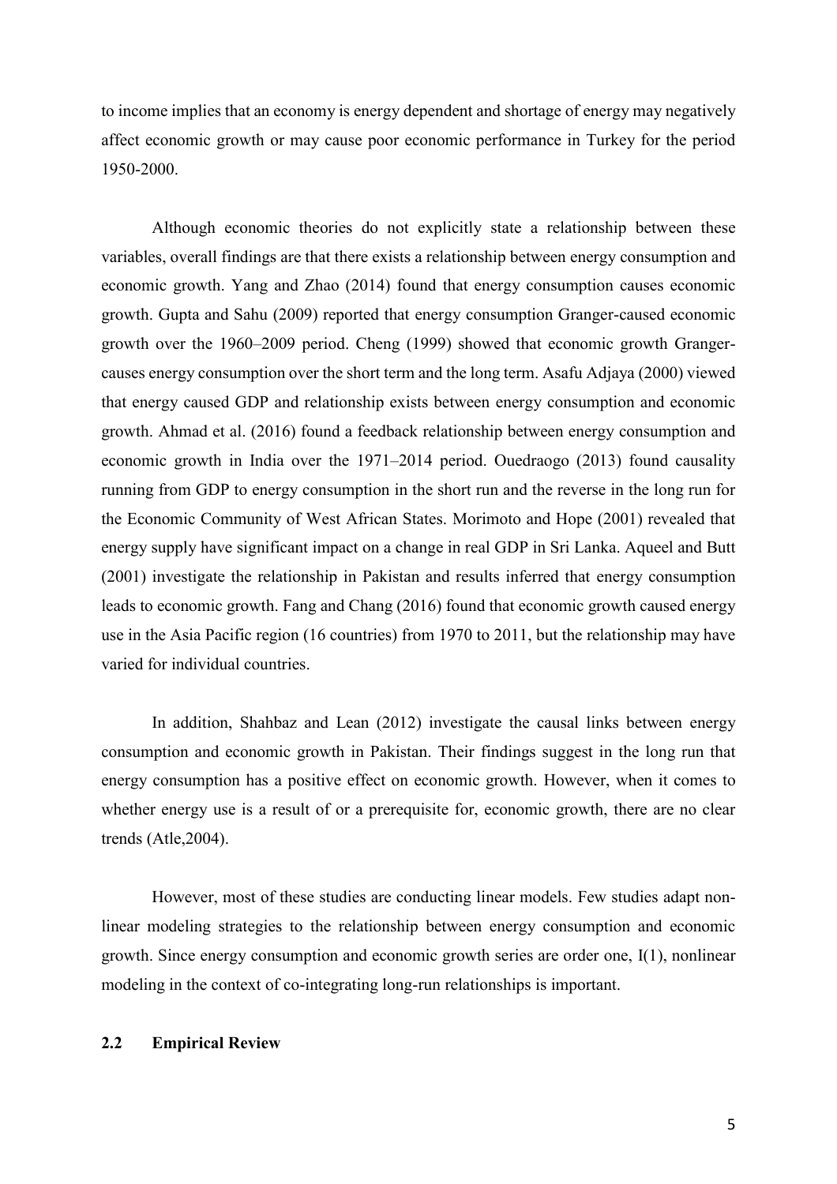to income implies that an economy is energy dependent and shortage of energy may negatively affect economic growth or may cause poor economic performance in Turkey for the period 1950-2000.

Although economic theories do not explicitly state a relationship between these variables, overall findings are that there exists a relationship between energy consumption and economic growth. Yang and Zhao (2014) found that energy consumption causes economic growth. Gupta and Sahu (2009) reported that energy consumption Granger-caused economic growth over the 1960–2009 period. Cheng (1999) showed that economic growth Granger-causes energy consumption over the short term and the long term. Asafu Adjaya (2000) viewed that energy caused GDP and relationship exists between energy consumption and economic growth. Ahmad et al. (2016) found a feedback relationship between energy consumption and economic growth in India over the 1971–2014 period. Ouedraogo (2013) found causality running from GDP to energy consumption in the short run and the reverse in the long run for the Economic Community of West African States. Morimoto and Hope (2001) revealed that energy supply have significant impact on a change in real GDP in Sri Lanka. Aqueel and Butt (2001) investigate the relationship in Pakistan and results inferred that energy consumption leads to economic growth. Fang and Chang (2016) found that economic growth caused energy use in the Asia Pacific region (16 countries) from 1970 to 2011, but the relationship may have varied for individual countries.

In addition, Shahbaz and Lean (2012) investigate the causal links between energy consumption and economic growth in Pakistan. Their findings suggest in the long run that energy consumption has a positive effect on economic growth. However, when it comes to whether energy use is a result of or a prerequisite for, economic growth, there are no clear trends (Atle,2004).

However, most of these studies are conducting linear models. Few studies adapt non-linear modeling strategies to the relationship between energy consumption and economic growth. Since energy consumption and economic growth series are order one, I(1), nonlinear modeling in the context of co-integrating long-run relationships is important.

## 2.2 Empirical Review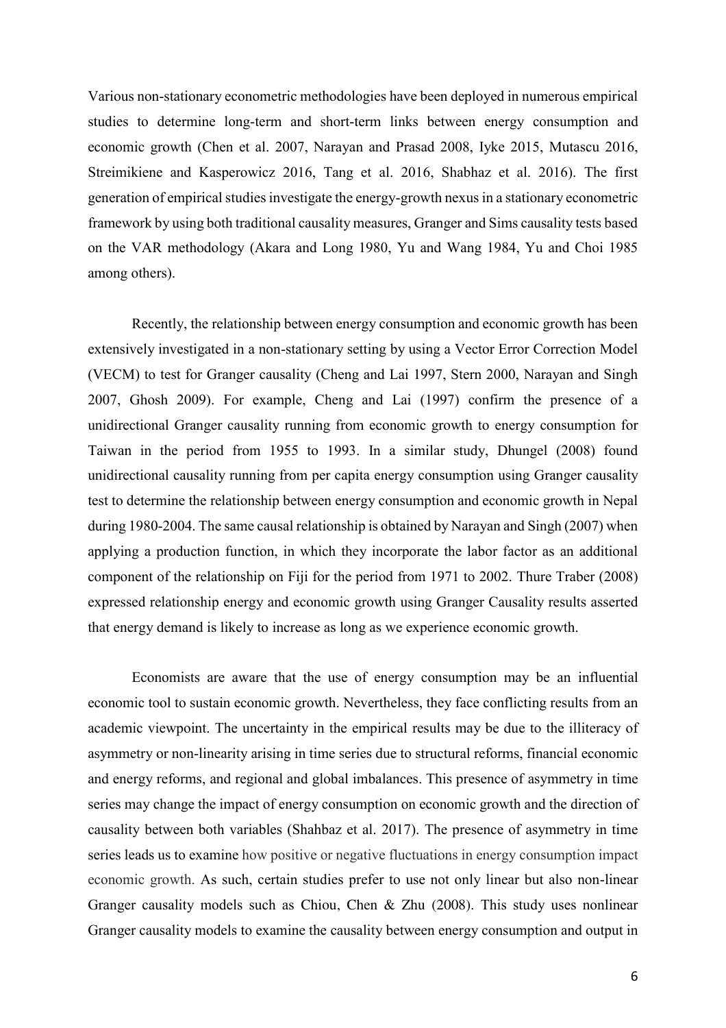Various non-stationary econometric methodologies have been deployed in numerous empirical studies to determine long-term and short-term links between energy consumption and economic growth (Chen et al. 2007, Narayan and Prasad 2008, Iyke 2015, Mutascu 2016, Streimikiene and Kasperowicz 2016, Tang et al. 2016, Shabhaz et al. 2016). The first generation of empirical studies investigate the energy-growth nexus in a stationary econometric framework by using both traditional causality measures, Granger and Sims causality tests based on the VAR methodology (Akara and Long 1980, Yu and Wang 1984, Yu and Choi 1985 among others).

Recently, the relationship between energy consumption and economic growth has been extensively investigated in a non-stationary setting by using a Vector Error Correction Model (VECM) to test for Granger causality (Cheng and Lai 1997, Stern 2000, Narayan and Singh 2007, Ghosh 2009). For example, Cheng and Lai (1997) confirm the presence of a unidirectional Granger causality running from economic growth to energy consumption for Taiwan in the period from 1955 to 1993. In a similar study, Dhungel (2008) found unidirectional causality running from per capita energy consumption using Granger causality test to determine the relationship between energy consumption and economic growth in Nepal during 1980-2004. The same causal relationship is obtained by Narayan and Singh (2007) when applying a production function, in which they incorporate the labor factor as an additional component of the relationship on Fiji for the period from 1971 to 2002. Thure Traber (2008) expressed relationship energy and economic growth using Granger Causality results asserted that energy demand is likely to increase as long as we experience economic growth.

Economists are aware that the use of energy consumption may be an influential economic tool to sustain economic growth. Nevertheless, they face conflicting results from an academic viewpoint. The uncertainty in the empirical results may be due to the illiteracy of asymmetry or non-linearity arising in time series due to structural reforms, financial economic and energy reforms, and regional and global imbalances. This presence of asymmetry in time series may change the impact of energy consumption on economic growth and the direction of causality between both variables (Shahbaz et al. 2017). The presence of asymmetry in time series leads us to examine how positive or negative fluctuations in energy consumption impact economic growth. As such, certain studies prefer to use not only linear but also non-linear Granger causality models such as Chiou, Chen & Zhu (2008). This study uses nonlinear Granger causality models to examine the causality between energy consumption and output in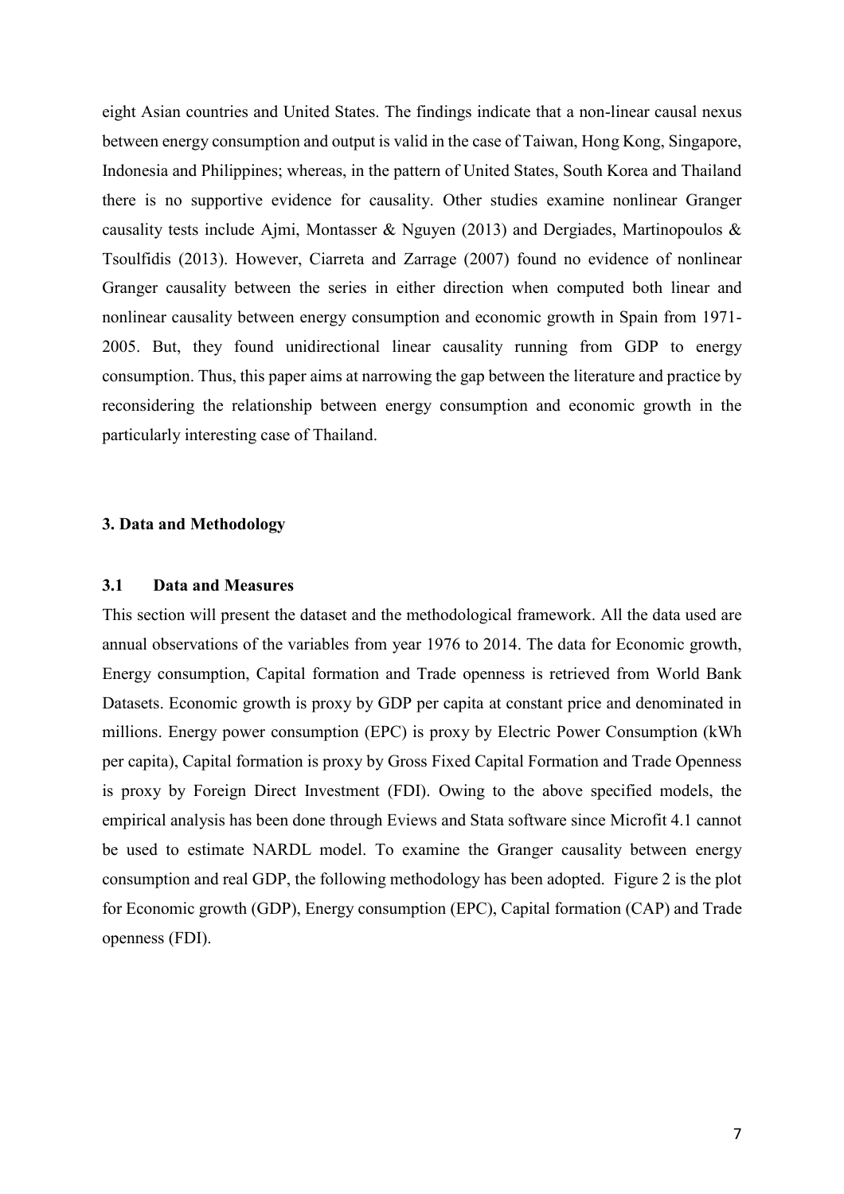eight Asian countries and United States. The findings indicate that a non-linear causal nexus between energy consumption and output is valid in the case of Taiwan, Hong Kong, Singapore, Indonesia and Philippines; whereas, in the pattern of United States, South Korea and Thailand there is no supportive evidence for causality. Other studies examine nonlinear Granger causality tests include Ajmi, Montasser & Nguyen (2013) and Dergiades, Martinopoulos & Tsoulfidis (2013). However, Ciarreta and Zarrage (2007) found no evidence of nonlinear Granger causality between the series in either direction when computed both linear and nonlinear causality between energy consumption and economic growth in Spain from 1971-2005. But, they found unidirectional linear causality running from GDP to energy consumption. Thus, this paper aims at narrowing the gap between the literature and practice by reconsidering the relationship between energy consumption and economic growth in the particularly interesting case of Thailand.

## 3. Data and Methodology

### 3.1 Data and Measures

This section will present the dataset and the methodological framework. All the data used are annual observations of the variables from year 1976 to 2014. The data for Economic growth, Energy consumption, Capital formation and Trade openness is retrieved from World Bank Datasets. Economic growth is proxy by GDP per capita at constant price and denominated in millions. Energy power consumption (EPC) is proxy by Electric Power Consumption (kWh per capita), Capital formation is proxy by Gross Fixed Capital Formation and Trade Openness is proxy by Foreign Direct Investment (FDI). Owing to the above specified models, the empirical analysis has been done through Eviews and Stata software since Microfit 4.1 cannot be used to estimate NARDL model. To examine the Granger causality between energy consumption and real GDP, the following methodology has been adopted. Figure 2 is the plot for Economic growth (GDP), Energy consumption (EPC), Capital formation (CAP) and Trade openness (FDI).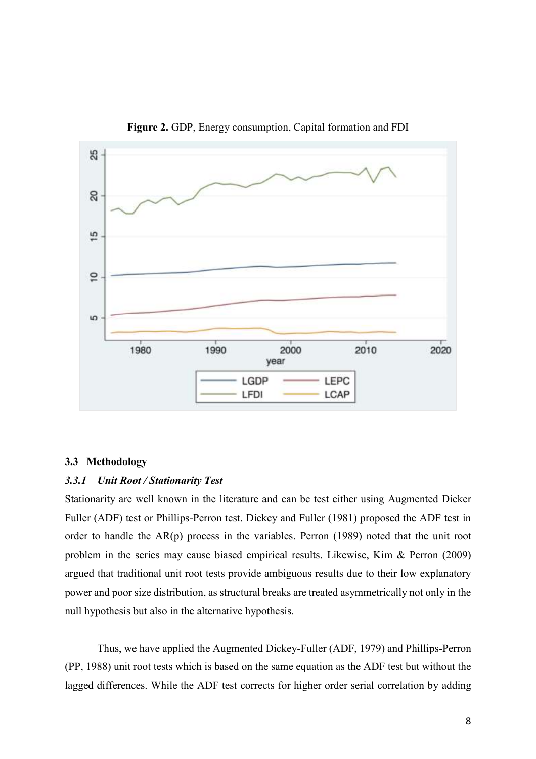**Figure 2.** GDP, Energy consumption, Capital formation and FDI

25
20
15
10
5
1980
1990
2000
2010
2020
year
LGDP
LEPC
LFDI
LCAP

### 3.3 Methodology

#### *3.3.1 Unit Root / Stationarity Test*

Stationarity are well known in the literature and can be test either using Augmented Dicker Fuller (ADF) test or Phillips-Perron test. Dickey and Fuller (1981) proposed the ADF test in order to handle the AR(p) process in the variables. Perron (1989) noted that the unit root problem in the series may cause biased empirical results. Likewise, Kim & Perron (2009) argued that traditional unit root tests provide ambiguous results due to their low explanatory power and poor size distribution, as structural breaks are treated asymmetrically not only in the null hypothesis but also in the alternative hypothesis.

Thus, we have applied the Augmented Dickey-Fuller (ADF, 1979) and Phillips-Perron (PP, 1988) unit root tests which is based on the same equation as the ADF test but without the lagged differences. While the ADF test corrects for higher order serial correlation by adding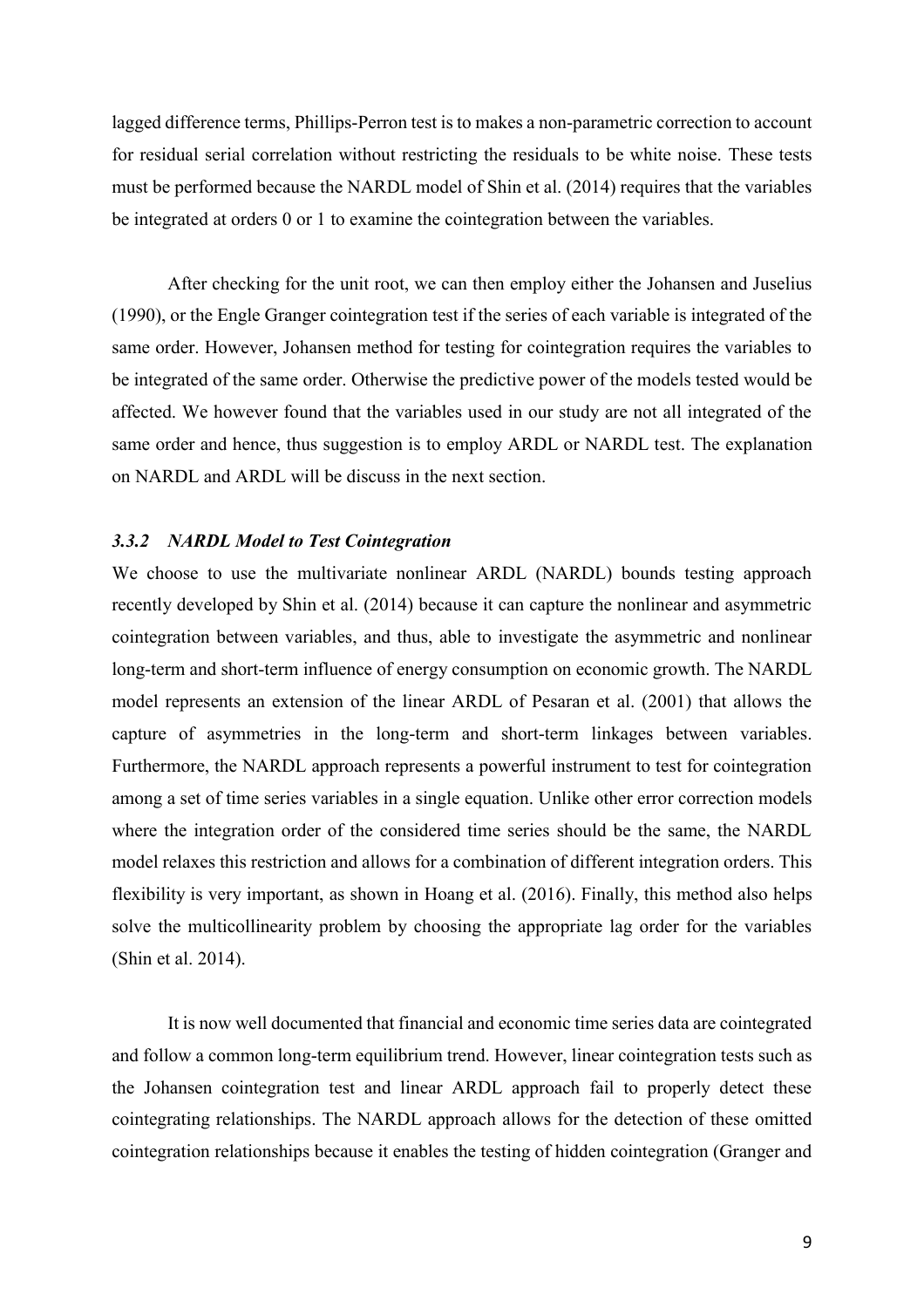lagged difference terms, Phillips-Perron test is to makes a non-parametric correction to account for residual serial correlation without restricting the residuals to be white noise. These tests must be performed because the NARDL model of Shin et al. (2014) requires that the variables be integrated at orders 0 or 1 to examine the cointegration between the variables.

After checking for the unit root, we can then employ either the Johansen and Juselius (1990), or the Engle Granger cointegration test if the series of each variable is integrated of the same order. However, Johansen method for testing for cointegration requires the variables to be integrated of the same order. Otherwise the predictive power of the models tested would be affected. We however found that the variables used in our study are not all integrated of the same order and hence, thus suggestion is to employ ARDL or NARDL test. The explanation on NARDL and ARDL will be discuss in the next section.

### *3.3.2 NARDL Model to Test Cointegration*

We choose to use the multivariate nonlinear ARDL (NARDL) bounds testing approach recently developed by Shin et al. (2014) because it can capture the nonlinear and asymmetric cointegration between variables, and thus, able to investigate the asymmetric and nonlinear long-term and short-term influence of energy consumption on economic growth. The NARDL model represents an extension of the linear ARDL of Pesaran et al. (2001) that allows the capture of asymmetries in the long-term and short-term linkages between variables. Furthermore, the NARDL approach represents a powerful instrument to test for cointegration among a set of time series variables in a single equation. Unlike other error correction models where the integration order of the considered time series should be the same, the NARDL model relaxes this restriction and allows for a combination of different integration orders. This flexibility is very important, as shown in Hoang et al. (2016). Finally, this method also helps solve the multicollinearity problem by choosing the appropriate lag order for the variables (Shin et al. 2014).

It is now well documented that financial and economic time series data are cointegrated and follow a common long-term equilibrium trend. However, linear cointegration tests such as the Johansen cointegration test and linear ARDL approach fail to properly detect these cointegrating relationships. The NARDL approach allows for the detection of these omitted cointegration relationships because it enables the testing of hidden cointegration (Granger and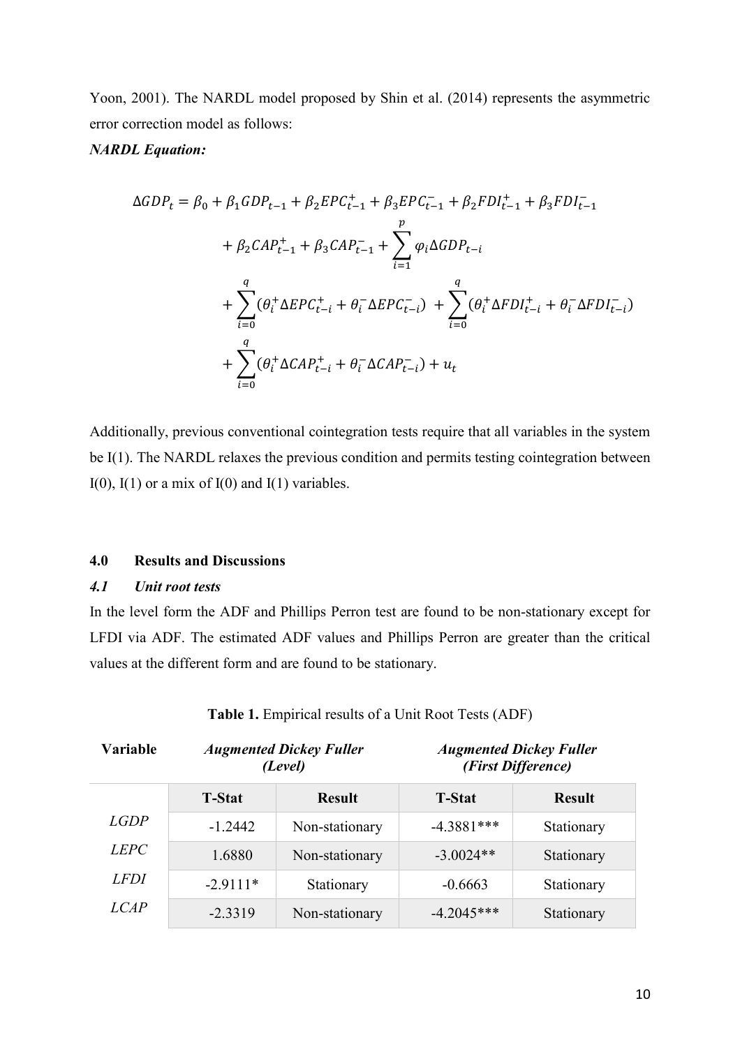Yoon, 2001). The NARDL model proposed by Shin et al. (2014) represents the asymmetric error correction model as follows:

***NARDL Equation:***

$$
\begin{aligned}
\Delta GDP_t = {} & \beta_0 + \beta_1 GDP_{t-1} + \beta_2 EPC_{t-1}^{+} + \beta_3 EPC_{t-1}^{-} + \beta_2 FDI_{t-1}^{+} + \beta_3 FDI_{t-1}^{-} \\
& + \beta_2 CAP_{t-1}^{+} + \beta_3 CAP_{t-1}^{-} + \sum_{i=1}^{p} \varphi_i \Delta GDP_{t-i} \\
& + \sum_{i=0}^{q} (\theta_i^{+} \Delta EPC_{t-i}^{+} + \theta_i^{-} \Delta EPC_{t-i}^{-}) + \sum_{i=0}^{q} (\theta_i^{+} \Delta FDI_{t-i}^{+} + \theta_i^{-} \Delta FDI_{t-i}^{-}) \\
& + \sum_{i=0}^{q} (\theta_i^{+} \Delta CAP_{t-i}^{+} + \theta_i^{-} \Delta CAP_{t-i}^{-}) + u_t
\end{aligned}
$$

Additionally, previous conventional cointegration tests require that all variables in the system be I(1). The NARDL relaxes the previous condition and permits testing cointegration between I(0), I(1) or a mix of I(0) and I(1) variables.

## 4.0 Results and Discussions

### *4.1 Unit root tests*

In the level form the ADF and Phillips Perron test are found to be non-stationary except for LFDI via ADF. The estimated ADF values and Phillips Perron are greater than the critical values at the different form and are found to be stationary.

**Table 1.** Empirical results of a Unit Root Tests (ADF)

| Variable | *Augmented Dickey Fuller (Level)* | | *Augmented Dickey Fuller (First Difference)* | |
|---|---|---|---|---|
| | T-Stat | Result | T-Stat | Result |
| *LGDP* | -1.2442 | Non-stationary | -4.3881*** | Stationary |
| *LEPC* | 1.6880 | Non-stationary | -3.0024** | Stationary |
| *LFDI* | -2.9111* | Stationary | -0.6663 | Stationary |
| *LCAP* | -2.3319 | Non-stationary | -4.2045*** | Stationary |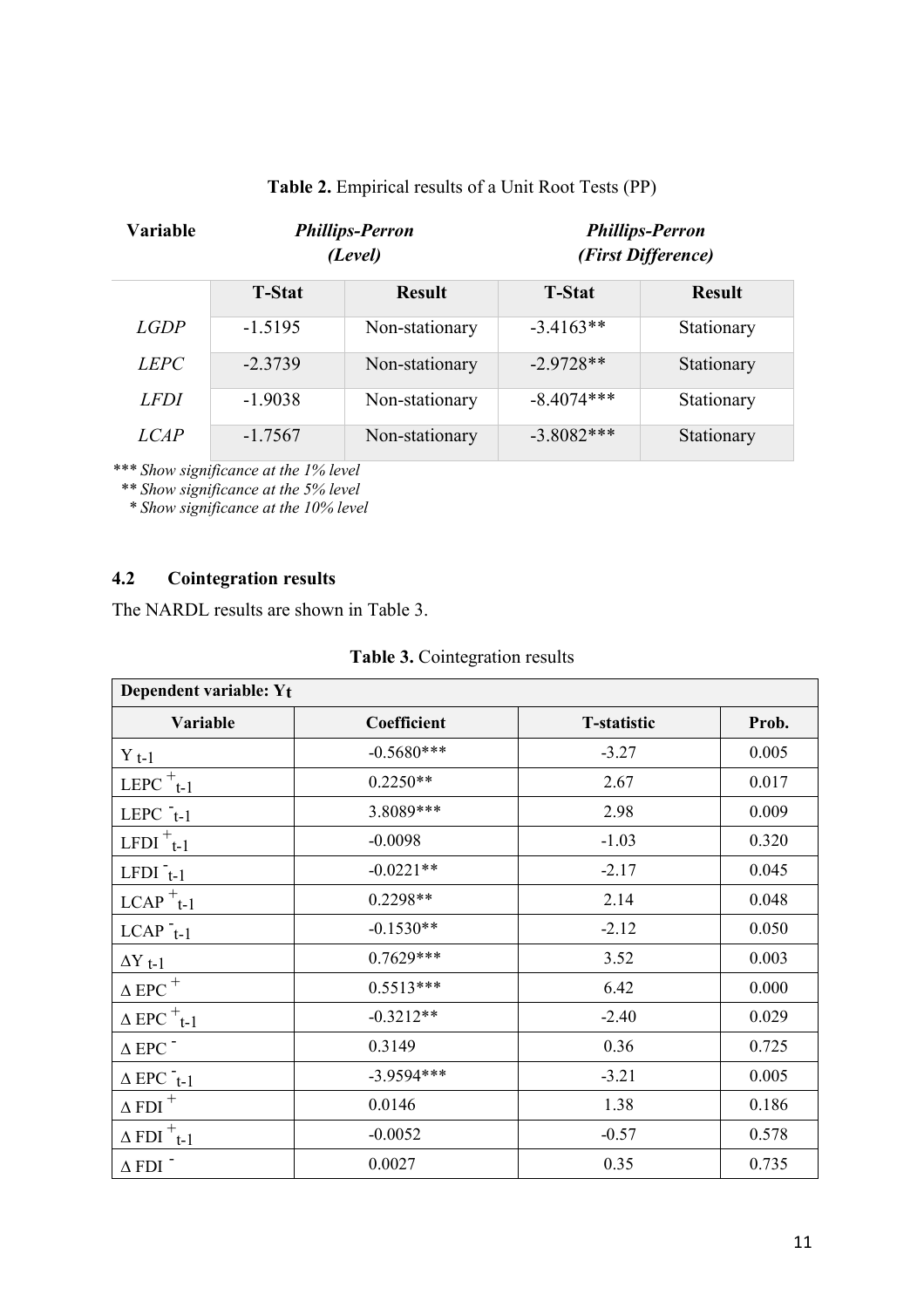**Table 2.** Empirical results of a Unit Root Tests (PP)

| Variable | *Phillips-Perron (Level)* | | *Phillips-Perron (First Difference)* | |
|---|---|---|---|---|
| | **T-Stat** | **Result** | **T-Stat** | **Result** |
| *LGDP* | -1.5195 | Non-stationary | -3.4163** | Stationary |
| *LEPC* | -2.3739 | Non-stationary | -2.9728** | Stationary |
| *LFDI* | -1.9038 | Non-stationary | -8.4074*** | Stationary |
| *LCAP* | -1.7567 | Non-stationary | -3.8082*** | Stationary |

*\*\*\* Show significance at the 1% level*
*\*\* Show significance at the 5% level*
*\* Show significance at the 10% level*

## 4.2 Cointegration results

The NARDL results are shown in Table 3.

**Table 3.** Cointegration results

| **Dependent variable: $Y_t$** | | | |
|---|---|---|---|
| **Variable** | **Coefficient** | **T-statistic** | **Prob.** |
| $Y_{t-1}$ | -0.5680*** | -3.27 | 0.005 |
| $LEPC^{+}_{t-1}$ | 0.2250** | 2.67 | 0.017 |
| $LEPC^{-}_{t-1}$ | 3.8089*** | 2.98 | 0.009 |
| $LFDI^{+}_{t-1}$ | -0.0098 | -1.03 | 0.320 |
| $LFDI^{-}_{t-1}$ | -0.0221** | -2.17 | 0.045 |
| $LCAP^{+}_{t-1}$ | 0.2298** | 2.14 | 0.048 |
| $LCAP^{-}_{t-1}$ | -0.1530** | -2.12 | 0.050 |
| $\Delta Y_{t-1}$ | 0.7629*** | 3.52 | 0.003 |
| $\Delta EPC^{+}$ | 0.5513*** | 6.42 | 0.000 |
| $\Delta EPC^{+}_{t-1}$ | -0.3212** | -2.40 | 0.029 |
| $\Delta EPC^{-}$ | 0.3149 | 0.36 | 0.725 |
| $\Delta EPC^{-}_{t-1}$ | -3.9594*** | -3.21 | 0.005 |
| $\Delta FDI^{+}$ | 0.0146 | 1.38 | 0.186 |
| $\Delta FDI^{+}_{t-1}$ | -0.0052 | -0.57 | 0.578 |
| $\Delta FDI^{-}$ | 0.0027 | 0.35 | 0.735 |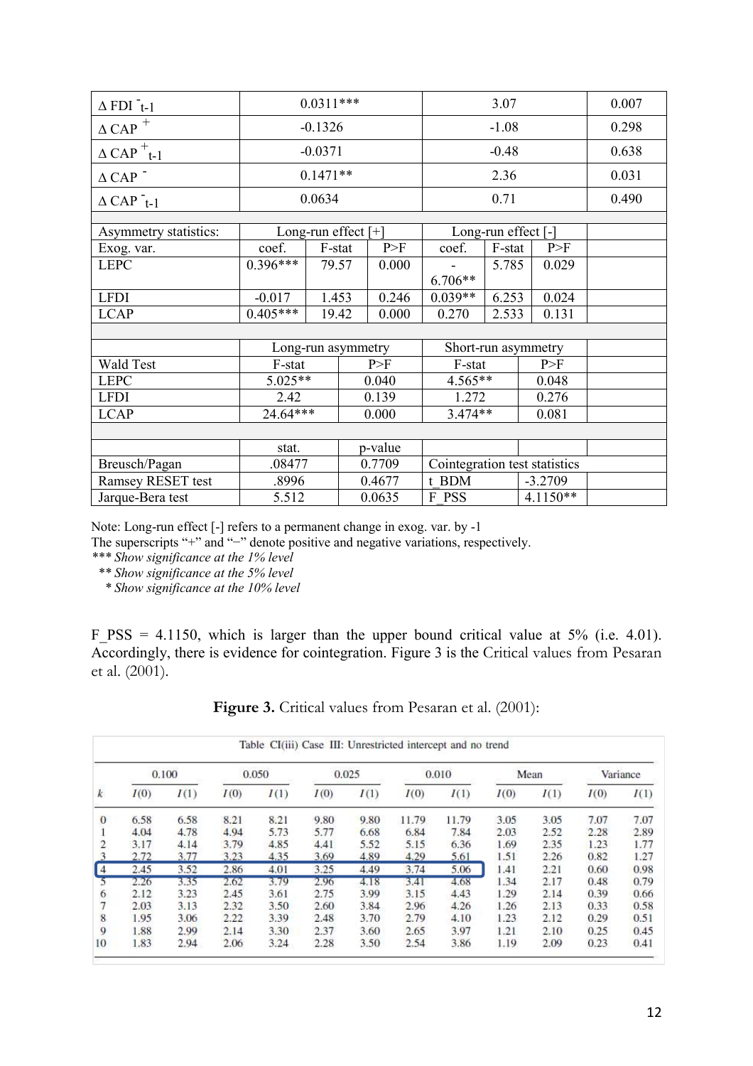| | | | | | | | |
|---|---|---|---|---|---|---|---|
| Δ FDI $^{-}_{t-1}$ | 0.0311*** | | | 3.07 | | | 0.007 |
| Δ CAP $^{+}$ | -0.1326 | | | -1.08 | | | 0.298 |
| Δ CAP $^{+}_{t-1}$ | -0.0371 | | | -0.48 | | | 0.638 |
| Δ CAP $^{-}$ | 0.1471** | | | 2.36 | | | 0.031 |
| Δ CAP $^{-}_{t-1}$ | 0.0634 | | | 0.71 | | | 0.490 |
| | | | | | | | |
| Asymmetry statistics: | Long-run effect [+] | | | Long-run effect [-] | | | |
| Exog. var. | coef. | F-stat | P>F | coef. | F-stat | P>F | |
| LEPC | 0.396*** | 79.57 | 0.000 | -6.706** | 5.785 | 0.029 | |
| LFDI | -0.017 | 1.453 | 0.246 | 0.039** | 6.253 | 0.024 | |
| LCAP | 0.405*** | 19.42 | 0.000 | 0.270 | 2.533 | 0.131 | |
| | | | | | | | |
| | Long-run asymmetry | | | Short-run asymmetry | | | |
| Wald Test | F-stat | | P>F | F-stat | | P>F | |
| LEPC | 5.025** | | 0.040 | 4.565** | | 0.048 | |
| LFDI | 2.42 | | 0.139 | 1.272 | | 0.276 | |
| LCAP | 24.64*** | | 0.000 | 3.474** | | 0.081 | |
| | | | | | | | |
| | stat. | | p-value | | | | |
| Breusch/Pagan | .08477 | | 0.7709 | Cointegration test statistics | | | |
| Ramsey RESET test | .8996 | | 0.4677 | t_BDM | | -3.2709 | |
| Jarque-Bera test | 5.512 | | 0.0635 | F_PSS | | 4.1150** | |

Note: Long-run effect [-] refers to a permanent change in exog. var. by -1

The superscripts "+" and "–" denote positive and negative variations, respectively.

*\*\*\* Show significance at the 1% level*

*\*\* Show significance at the 5% level*

*\* Show significance at the 10% level*

F_PSS = 4.1150, which is larger than the upper bound critical value at 5% (i.e. 4.01). Accordingly, there is evidence for cointegration. Figure 3 is the Critical values from Pesaran et al. (2001).

**Figure 3.** Critical values from Pesaran et al. (2001):

Table CI(iii) Case III: Unrestricted intercept and no trend

| | 0.100 | | 0.050 | | 0.025 | | 0.010 | | Mean | | Variance | |
|---|---|---|---|---|---|---|---|---|---|---|---|---|
| $k$ | $I(0)$ | $I(1)$ | $I(0)$ | $I(1)$ | $I(0)$ | $I(1)$ | $I(0)$ | $I(1)$ | $I(0)$ | $I(1)$ | $I(0)$ | $I(1)$ |
| 0 | 6.58 | 6.58 | 8.21 | 8.21 | 9.80 | 9.80 | 11.79 | 11.79 | 3.05 | 3.05 | 7.07 | 7.07 |
| 1 | 4.04 | 4.78 | 4.94 | 5.73 | 5.77 | 6.68 | 6.84 | 7.84 | 2.03 | 2.52 | 2.28 | 2.89 |
| 2 | 3.17 | 4.14 | 3.79 | 4.85 | 4.41 | 5.52 | 5.15 | 6.36 | 1.69 | 2.35 | 1.23 | 1.77 |
| 3 | 2.72 | 3.77 | 3.23 | 4.35 | 3.69 | 4.89 | 4.29 | 5.61 | 1.51 | 2.26 | 0.82 | 1.27 |
| 4 | 2.45 | 3.52 | 2.86 | 4.01 | 3.25 | 4.49 | 3.74 | 5.06 | 1.41 | 2.21 | 0.60 | 0.98 |
| 5 | 2.26 | 3.35 | 2.62 | 3.79 | 2.96 | 4.18 | 3.41 | 4.68 | 1.34 | 2.17 | 0.48 | 0.79 |
| 6 | 2.12 | 3.23 | 2.45 | 3.61 | 2.75 | 3.99 | 3.15 | 4.43 | 1.29 | 2.14 | 0.39 | 0.66 |
| 7 | 2.03 | 3.13 | 2.32 | 3.50 | 2.60 | 3.84 | 2.96 | 4.26 | 1.26 | 2.13 | 0.33 | 0.58 |
| 8 | 1.95 | 3.06 | 2.22 | 3.39 | 2.48 | 3.70 | 2.79 | 4.10 | 1.23 | 2.12 | 0.29 | 0.51 |
| 9 | 1.88 | 2.99 | 2.14 | 3.30 | 2.37 | 3.60 | 2.65 | 3.97 | 1.21 | 2.10 | 0.25 | 0.45 |
| 10 | 1.83 | 2.94 | 2.06 | 3.24 | 2.28 | 3.50 | 2.54 | 3.86 | 1.19 | 2.09 | 0.23 | 0.41 |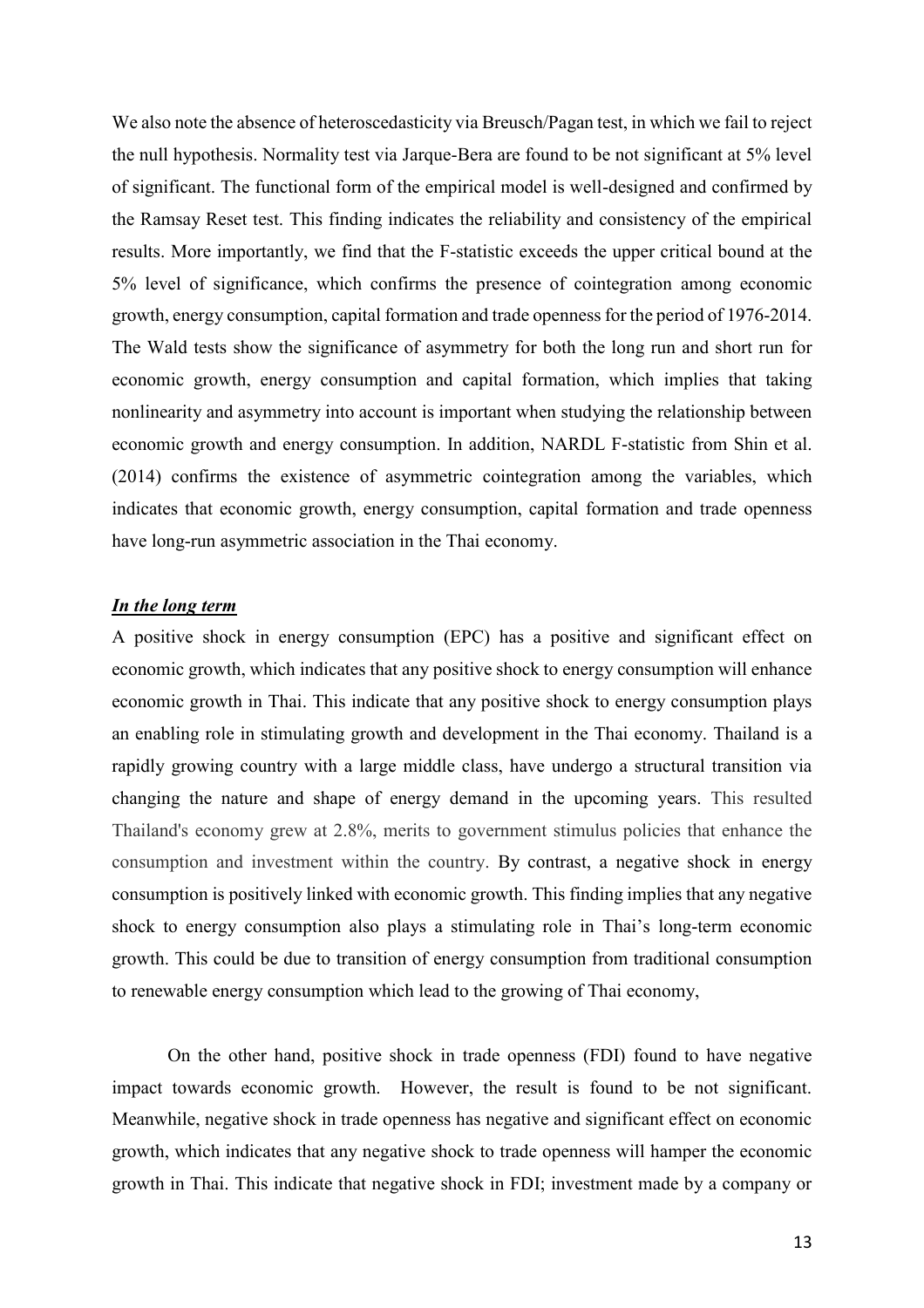We also note the absence of heteroscedasticity via Breusch/Pagan test, in which we fail to reject the null hypothesis. Normality test via Jarque-Bera are found to be not significant at 5% level of significant. The functional form of the empirical model is well-designed and confirmed by the Ramsay Reset test. This finding indicates the reliability and consistency of the empirical results. More importantly, we find that the F-statistic exceeds the upper critical bound at the 5% level of significance, which confirms the presence of cointegration among economic growth, energy consumption, capital formation and trade openness for the period of 1976-2014. The Wald tests show the significance of asymmetry for both the long run and short run for economic growth, energy consumption and capital formation, which implies that taking nonlinearity and asymmetry into account is important when studying the relationship between economic growth and energy consumption. In addition, NARDL F-statistic from Shin et al. (2014) confirms the existence of asymmetric cointegration among the variables, which indicates that economic growth, energy consumption, capital formation and trade openness have long-run asymmetric association in the Thai economy.

***In the long term***

A positive shock in energy consumption (EPC) has a positive and significant effect on economic growth, which indicates that any positive shock to energy consumption will enhance economic growth in Thai. This indicate that any positive shock to energy consumption plays an enabling role in stimulating growth and development in the Thai economy. Thailand is a rapidly growing country with a large middle class, have undergo a structural transition via changing the nature and shape of energy demand in the upcoming years. This resulted Thailand's economy grew at 2.8%, merits to government stimulus policies that enhance the consumption and investment within the country. By contrast, a negative shock in energy consumption is positively linked with economic growth. This finding implies that any negative shock to energy consumption also plays a stimulating role in Thai's long-term economic growth. This could be due to transition of energy consumption from traditional consumption to renewable energy consumption which lead to the growing of Thai economy,

On the other hand, positive shock in trade openness (FDI) found to have negative impact towards economic growth. However, the result is found to be not significant. Meanwhile, negative shock in trade openness has negative and significant effect on economic growth, which indicates that any negative shock to trade openness will hamper the economic growth in Thai. This indicate that negative shock in FDI; investment made by a company or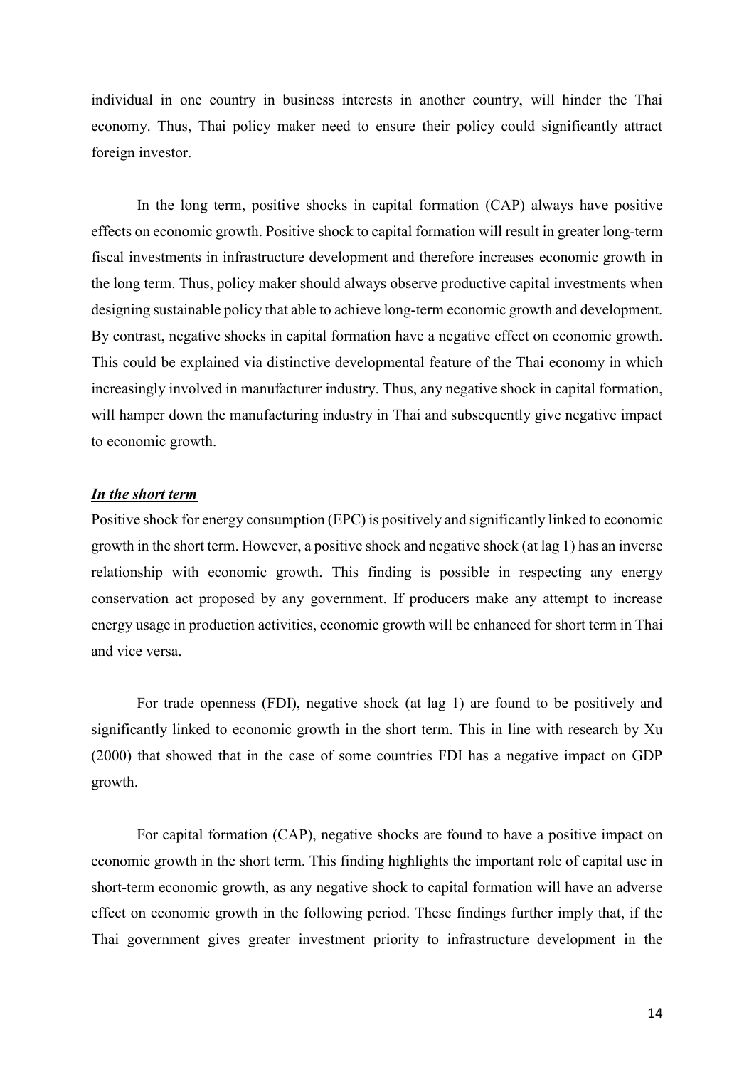individual in one country in business interests in another country, will hinder the Thai economy. Thus, Thai policy maker need to ensure their policy could significantly attract foreign investor.

In the long term, positive shocks in capital formation (CAP) always have positive effects on economic growth. Positive shock to capital formation will result in greater long-term fiscal investments in infrastructure development and therefore increases economic growth in the long term. Thus, policy maker should always observe productive capital investments when designing sustainable policy that able to achieve long-term economic growth and development. By contrast, negative shocks in capital formation have a negative effect on economic growth. This could be explained via distinctive developmental feature of the Thai economy in which increasingly involved in manufacturer industry. Thus, any negative shock in capital formation, will hamper down the manufacturing industry in Thai and subsequently give negative impact to economic growth.

***In the short term***

Positive shock for energy consumption (EPC) is positively and significantly linked to economic growth in the short term. However, a positive shock and negative shock (at lag 1) has an inverse relationship with economic growth. This finding is possible in respecting any energy conservation act proposed by any government. If producers make any attempt to increase energy usage in production activities, economic growth will be enhanced for short term in Thai and vice versa.

For trade openness (FDI), negative shock (at lag 1) are found to be positively and significantly linked to economic growth in the short term. This in line with research by Xu (2000) that showed that in the case of some countries FDI has a negative impact on GDP growth.

For capital formation (CAP), negative shocks are found to have a positive impact on economic growth in the short term. This finding highlights the important role of capital use in short-term economic growth, as any negative shock to capital formation will have an adverse effect on economic growth in the following period. These findings further imply that, if the Thai government gives greater investment priority to infrastructure development in the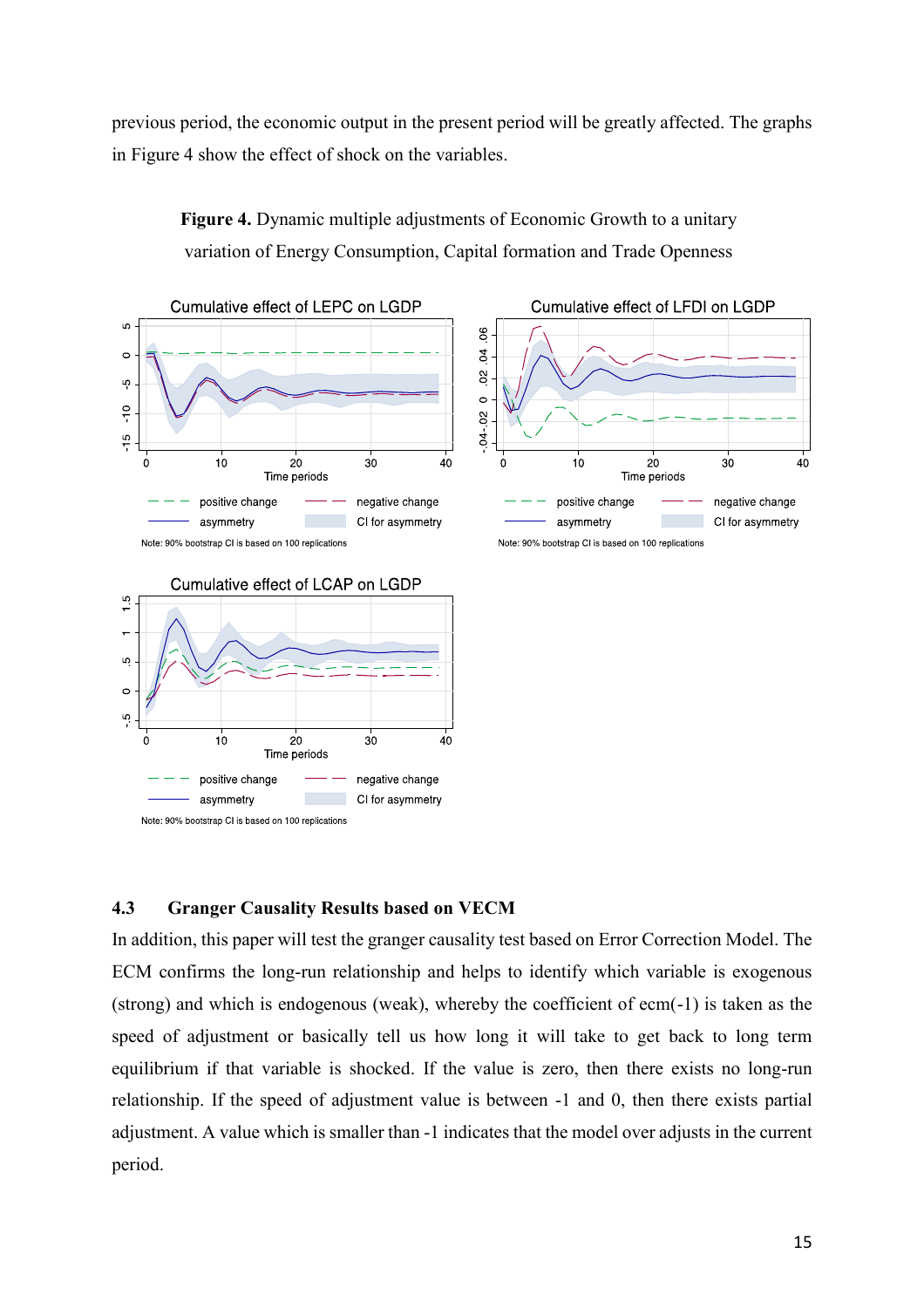previous period, the economic output in the present period will be greatly affected. The graphs in Figure 4 show the effect of shock on the variables.

**Figure 4.** Dynamic multiple adjustments of Economic Growth to a unitary variation of Energy Consumption, Capital formation and Trade Openness

Cumulative effect of LEPC on LGDP

-15 -10 -5 0 5

0 10 20 30 40

Time periods

positive change   negative change   asymmetry   CI for asymmetry

Note: 90% bootstrap CI is based on 100 replications

Cumulative effect of LFDI on LGDP

-.04 -.02 0 .02 .04 .06

0 10 20 30 40

Time periods

positive change   negative change   asymmetry   CI for asymmetry

Note: 90% bootstrap CI is based on 100 replications

Cumulative effect of LCAP on LGDP

-.5 0 .5 1 1.5

0 10 20 30 40

Time periods

positive change   negative change   asymmetry   CI for asymmetry

Note: 90% bootstrap CI is based on 100 replications

### 4.3 Granger Causality Results based on VECM

In addition, this paper will test the granger causality test based on Error Correction Model. The ECM confirms the long-run relationship and helps to identify which variable is exogenous (strong) and which is endogenous (weak), whereby the coefficient of ecm(-1) is taken as the speed of adjustment or basically tell us how long it will take to get back to long term equilibrium if that variable is shocked. If the value is zero, then there exists no long-run relationship. If the speed of adjustment value is between -1 and 0, then there exists partial adjustment. A value which is smaller than -1 indicates that the model over adjusts in the current period.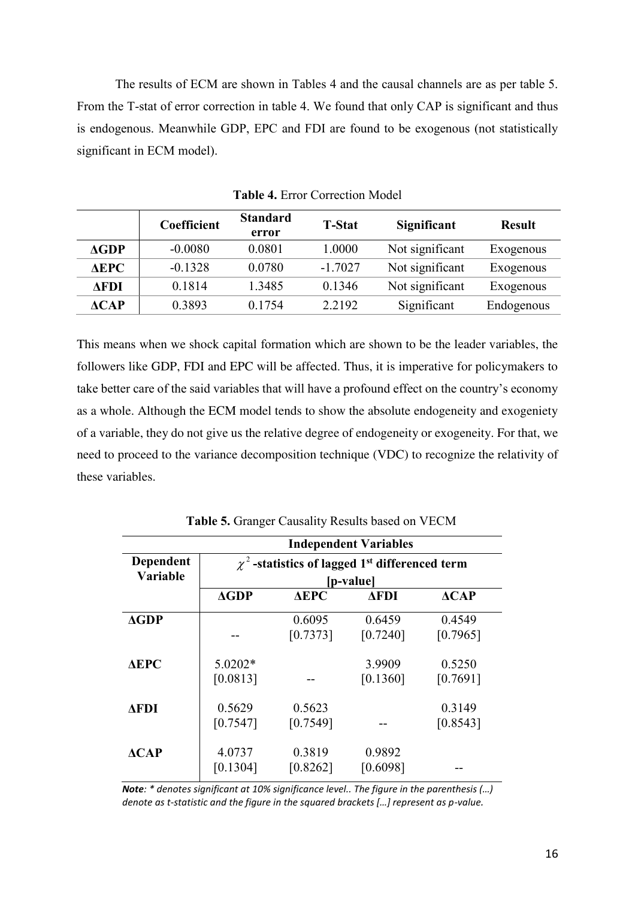The results of ECM are shown in Tables 4 and the causal channels are as per table 5. From the T-stat of error correction in table 4. We found that only CAP is significant and thus is endogenous. Meanwhile GDP, EPC and FDI are found to be exogenous (not statistically significant in ECM model).

**Table 4.** Error Correction Model

| | Coefficient | Standard error | T-Stat | Significant | Result |
|---|---|---|---|---|---|
| **ΔGDP** | -0.0080 | 0.0801 | 1.0000 | Not significant | Exogenous |
| **ΔEPC** | -0.1328 | 0.0780 | -1.7027 | Not significant | Exogenous |
| **ΔFDI** | 0.1814 | 1.3485 | 0.1346 | Not significant | Exogenous |
| **ΔCAP** | 0.3893 | 0.1754 | 2.2192 | Significant | Endogenous |

This means when we shock capital formation which are shown to be the leader variables, the followers like GDP, FDI and EPC will be affected. Thus, it is imperative for policymakers to take better care of the said variables that will have a profound effect on the country's economy as a whole. Although the ECM model tends to show the absolute endogeneity and exogeniety of a variable, they do not give us the relative degree of endogeneity or exogeneity. For that, we need to proceed to the variance decomposition technique (VDC) to recognize the relativity of these variables.

**Table 5.** Granger Causality Results based on VECM

| Dependent Variable | Independent Variables: $\chi^2$-statistics of lagged 1st differenced term [p-value] | | | |
|---|---|---|---|---|
| | **ΔGDP** | **ΔEPC** | **ΔFDI** | **ΔCAP** |
| **ΔGDP** | -- | 0.6095 [0.7373] | 0.6459 [0.7240] | 0.4549 [0.7965] |
| **ΔEPC** | 5.0202* [0.0813] | -- | 3.9909 [0.1360] | 0.5250 [0.7691] |
| **ΔFDI** | 0.5629 [0.7547] | 0.5623 [0.7549] | -- | 0.3149 [0.8543] |
| **ΔCAP** | 4.0737 [0.1304] | 0.3819 [0.8262] | 0.9892 [0.6098] | -- |

***Note**: \* denotes significant at 10% significance level.. The figure in the parenthesis (…) denote as t-statistic and the figure in the squared brackets […] represent as p-value.*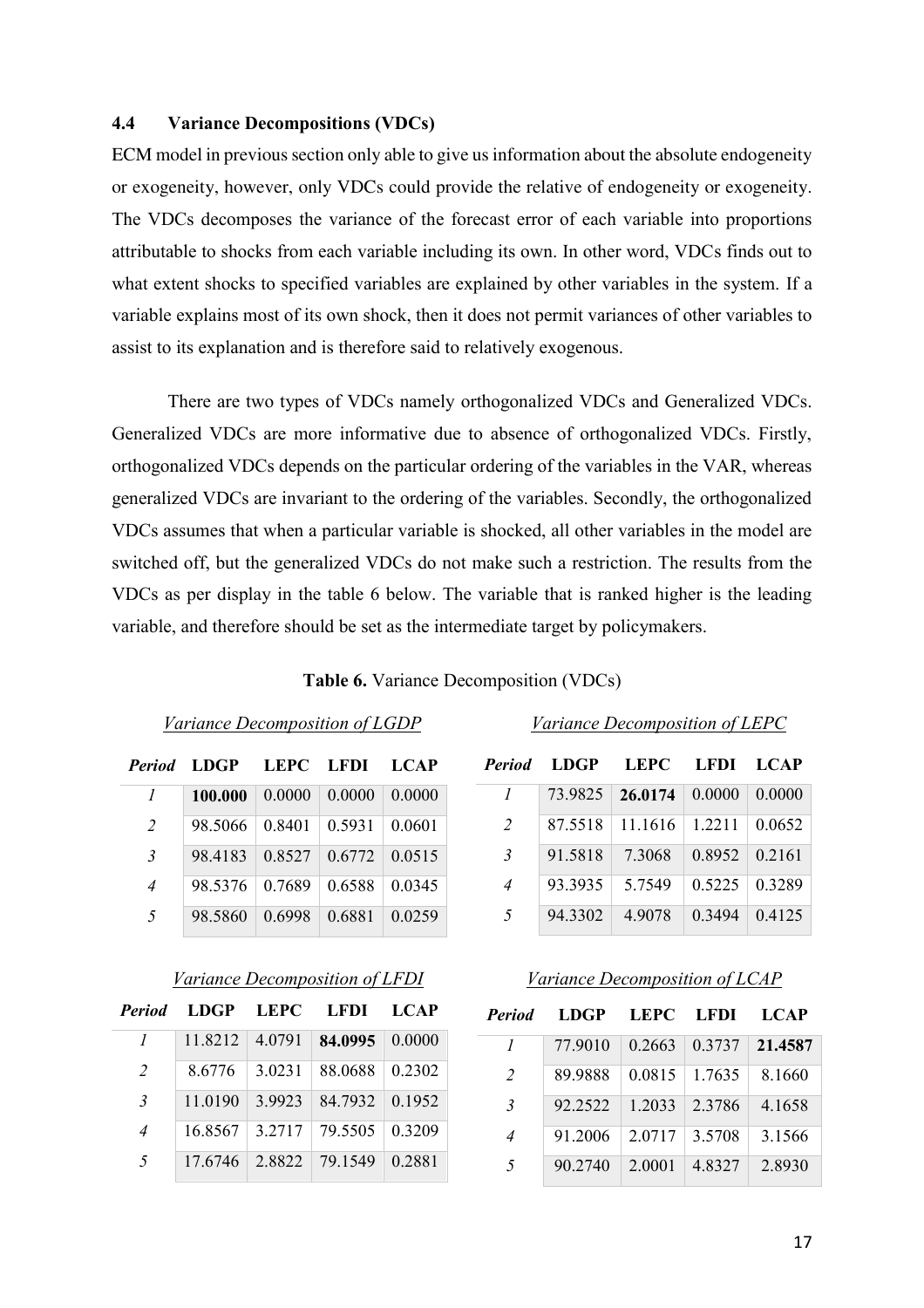### 4.4 Variance Decompositions (VDCs)

ECM model in previous section only able to give us information about the absolute endogeneity or exogeneity, however, only VDCs could provide the relative of endogeneity or exogeneity. The VDCs decomposes the variance of the forecast error of each variable into proportions attributable to shocks from each variable including its own. In other word, VDCs finds out to what extent shocks to specified variables are explained by other variables in the system. If a variable explains most of its own shock, then it does not permit variances of other variables to assist to its explanation and is therefore said to relatively exogenous.

There are two types of VDCs namely orthogonalized VDCs and Generalized VDCs. Generalized VDCs are more informative due to absence of orthogonalized VDCs. Firstly, orthogonalized VDCs depends on the particular ordering of the variables in the VAR, whereas generalized VDCs are invariant to the ordering of the variables. Secondly, the orthogonalized VDCs assumes that when a particular variable is shocked, all other variables in the model are switched off, but the generalized VDCs do not make such a restriction. The results from the VDCs as per display in the table 6 below. The variable that is ranked higher is the leading variable, and therefore should be set as the intermediate target by policymakers.

**Table 6.** Variance Decomposition (VDCs)

*Variance Decomposition of LGDP*

| *Period* | **LDGP** | **LEPC** | **LFDI** | **LCAP** |
|---|---|---|---|---|
| *1* | **100.000** | 0.0000 | 0.0000 | 0.0000 |
| *2* | 98.5066 | 0.8401 | 0.5931 | 0.0601 |
| *3* | 98.4183 | 0.8527 | 0.6772 | 0.0515 |
| *4* | 98.5376 | 0.7689 | 0.6588 | 0.0345 |
| *5* | 98.5860 | 0.6998 | 0.6881 | 0.0259 |

*Variance Decomposition of LEPC*

| *Period* | **LDGP** | **LEPC** | **LFDI** | **LCAP** |
|---|---|---|---|---|
| *1* | 73.9825 | **26.0174** | 0.0000 | 0.0000 |
| *2* | 87.5518 | 11.1616 | 1.2211 | 0.0652 |
| *3* | 91.5818 | 7.3068 | 0.8952 | 0.2161 |
| *4* | 93.3935 | 5.7549 | 0.5225 | 0.3289 |
| *5* | 94.3302 | 4.9078 | 0.3494 | 0.4125 |

*Variance Decomposition of LFDI*

| *Period* | **LDGP** | **LEPC** | **LFDI** | **LCAP** |
|---|---|---|---|---|
| *1* | 11.8212 | 4.0791 | **84.0995** | 0.0000 |
| *2* | 8.6776 | 3.0231 | 88.0688 | 0.2302 |
| *3* | 11.0190 | 3.9923 | 84.7932 | 0.1952 |
| *4* | 16.8567 | 3.2717 | 79.5505 | 0.3209 |
| *5* | 17.6746 | 2.8822 | 79.1549 | 0.2881 |

*Variance Decomposition of LCAP*

| *Period* | **LDGP** | **LEPC** | **LFDI** | **LCAP** |
|---|---|---|---|---|
| *1* | 77.9010 | 0.2663 | 0.3737 | **21.4587** |
| *2* | 89.9888 | 0.0815 | 1.7635 | 8.1660 |
| *3* | 92.2522 | 1.2033 | 2.3786 | 4.1658 |
| *4* | 91.2006 | 2.0717 | 3.5708 | 3.1566 |
| *5* | 90.2740 | 2.0001 | 4.8327 | 2.8930 |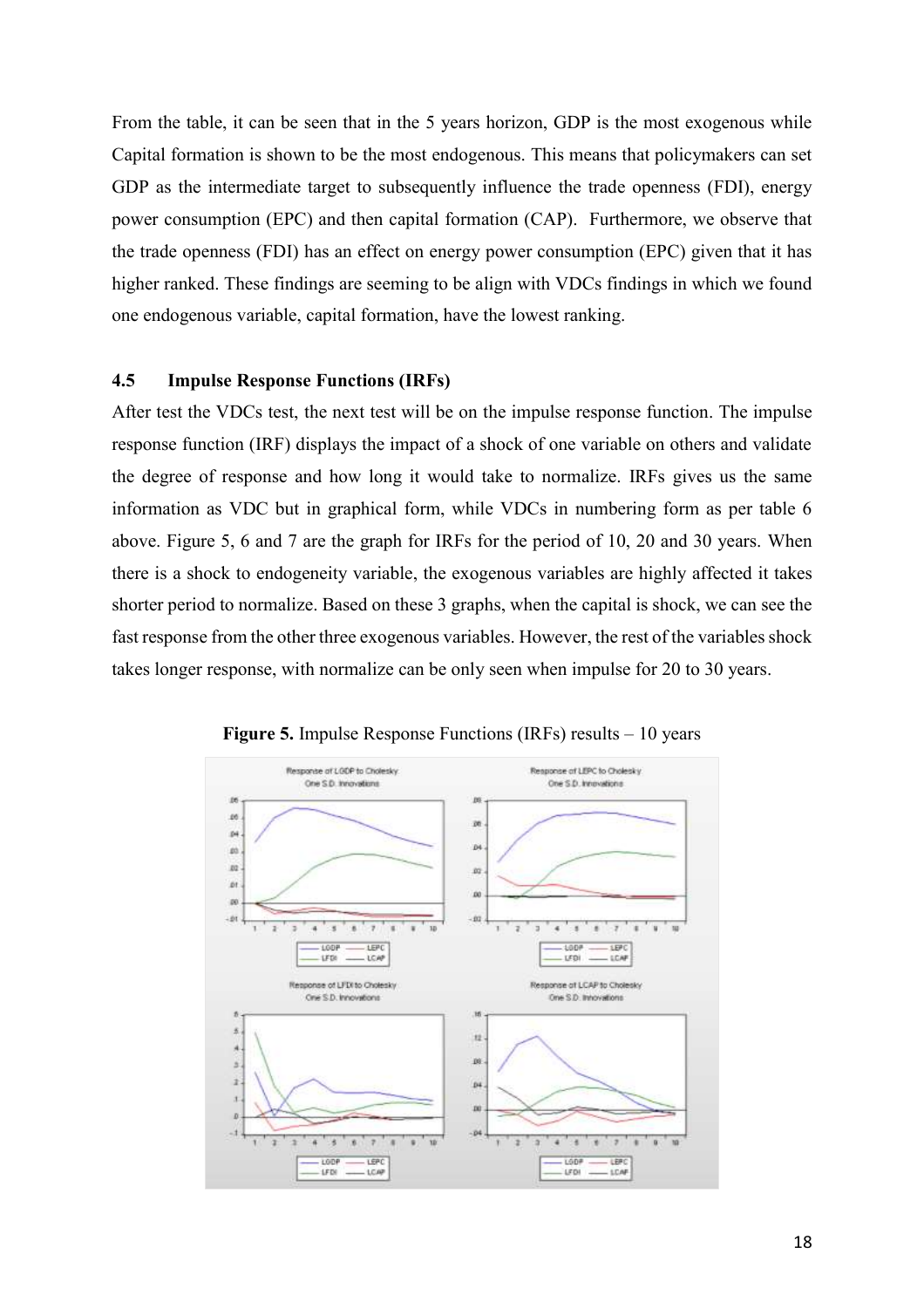From the table, it can be seen that in the 5 years horizon, GDP is the most exogenous while Capital formation is shown to be the most endogenous. This means that policymakers can set GDP as the intermediate target to subsequently influence the trade openness (FDI), energy power consumption (EPC) and then capital formation (CAP). Furthermore, we observe that the trade openness (FDI) has an effect on energy power consumption (EPC) given that it has higher ranked. These findings are seeming to be align with VDCs findings in which we found one endogenous variable, capital formation, have the lowest ranking.

### 4.5 Impulse Response Functions (IRFs)

After test the VDCs test, the next test will be on the impulse response function. The impulse response function (IRF) displays the impact of a shock of one variable on others and validate the degree of response and how long it would take to normalize. IRFs gives us the same information as VDC but in graphical form, while VDCs in numbering form as per table 6 above. Figure 5, 6 and 7 are the graph for IRFs for the period of 10, 20 and 30 years. When there is a shock to endogeneity variable, the exogenous variables are highly affected it takes shorter period to normalize. Based on these 3 graphs, when the capital is shock, we can see the fast response from the other three exogenous variables. However, the rest of the variables shock takes longer response, with normalize can be only seen when impulse for 20 to 30 years.

**Figure 5.** Impulse Response Functions (IRFs) results – 10 years

Response of LGDP to Cholesky One S.D. Innovations

Response of LEPC to Cholesky One S.D. Innovations

Response of LFDI to Cholesky One S.D. Innovations

Response of LCAP to Cholesky One S.D. Innovations

LGDP LEPC LFDI LCAP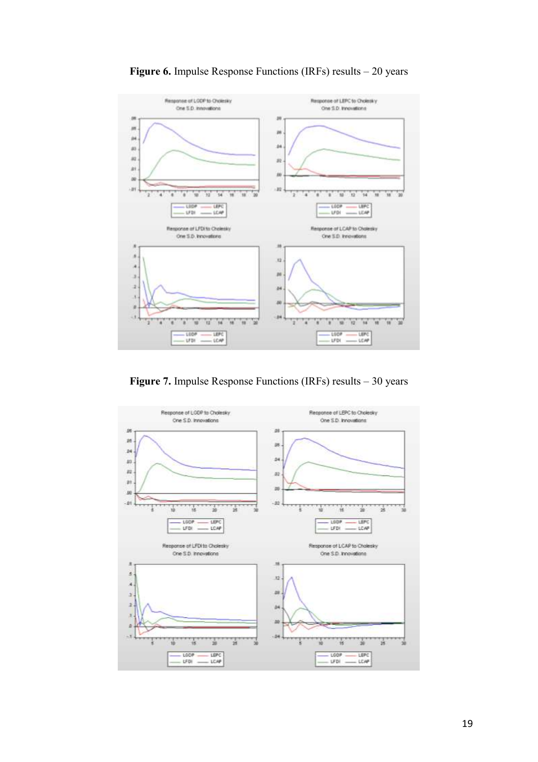**Figure 6.** Impulse Response Functions (IRFs) results – 20 years

Response of LGDP to Cholesky
One S.D. Innovations

Response of LEPC to Cholesky
One S.D. Innovations

Response of LFDI to Cholesky
One S.D. Innovations

Response of LCAP to Cholesky
One S.D. Innovations

LGDP — LEPC
LFDI — LCAP

**Figure 7.** Impulse Response Functions (IRFs) results – 30 years

Response of LGDP to Cholesky
One S.D. Innovations

Response of LEPC to Cholesky
One S.D. Innovations

Response of LFDI to Cholesky
One S.D. Innovations

Response of LCAP to Cholesky
One S.D. Innovations

LGDP — LEPC
LFDI — LCAP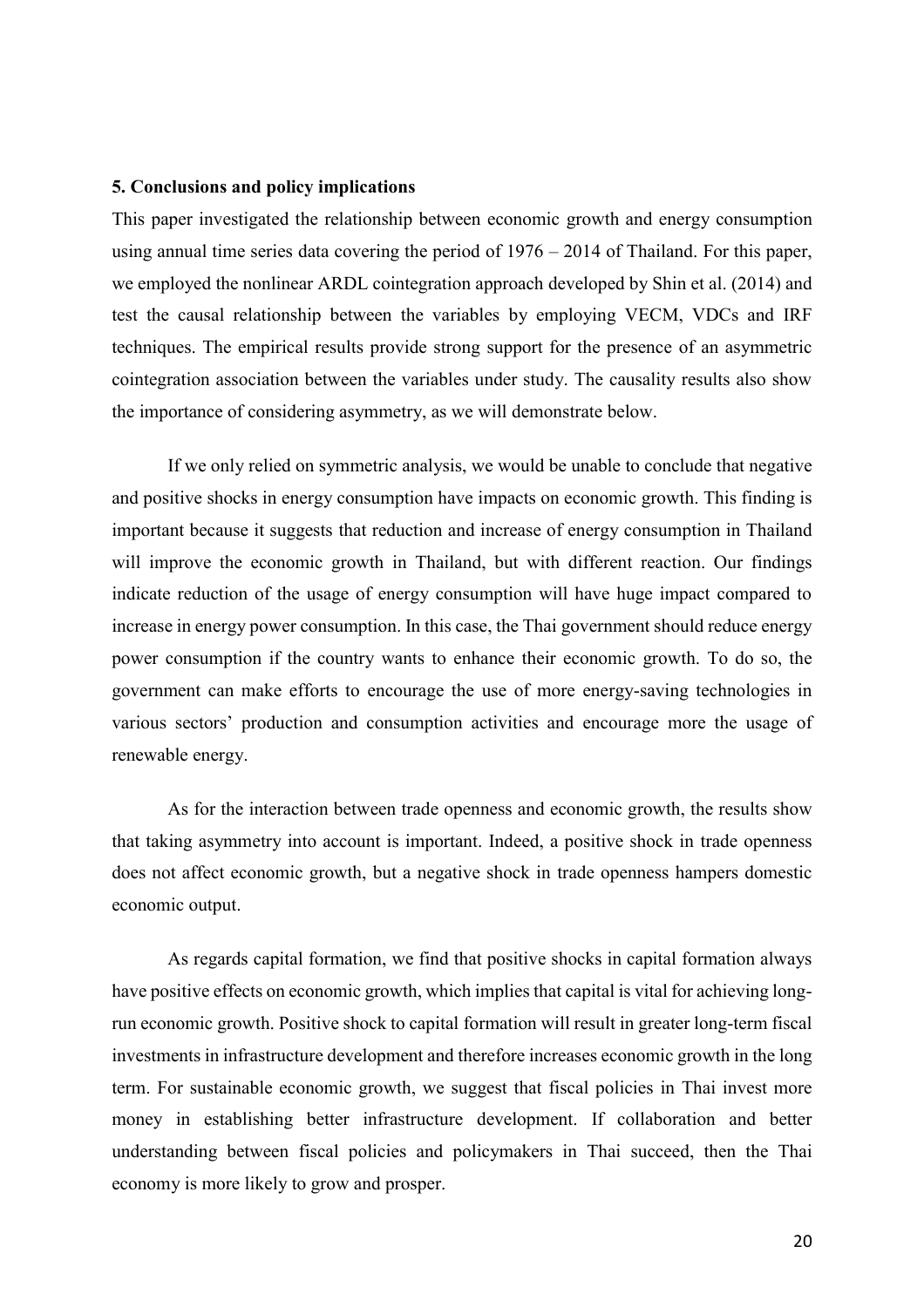### 5. Conclusions and policy implications

This paper investigated the relationship between economic growth and energy consumption using annual time series data covering the period of 1976 – 2014 of Thailand. For this paper, we employed the nonlinear ARDL cointegration approach developed by Shin et al. (2014) and test the causal relationship between the variables by employing VECM, VDCs and IRF techniques. The empirical results provide strong support for the presence of an asymmetric cointegration association between the variables under study. The causality results also show the importance of considering asymmetry, as we will demonstrate below.

If we only relied on symmetric analysis, we would be unable to conclude that negative and positive shocks in energy consumption have impacts on economic growth. This finding is important because it suggests that reduction and increase of energy consumption in Thailand will improve the economic growth in Thailand, but with different reaction. Our findings indicate reduction of the usage of energy consumption will have huge impact compared to increase in energy power consumption. In this case, the Thai government should reduce energy power consumption if the country wants to enhance their economic growth. To do so, the government can make efforts to encourage the use of more energy-saving technologies in various sectors' production and consumption activities and encourage more the usage of renewable energy.

As for the interaction between trade openness and economic growth, the results show that taking asymmetry into account is important. Indeed, a positive shock in trade openness does not affect economic growth, but a negative shock in trade openness hampers domestic economic output.

As regards capital formation, we find that positive shocks in capital formation always have positive effects on economic growth, which implies that capital is vital for achieving long-run economic growth. Positive shock to capital formation will result in greater long-term fiscal investments in infrastructure development and therefore increases economic growth in the long term. For sustainable economic growth, we suggest that fiscal policies in Thai invest more money in establishing better infrastructure development. If collaboration and better understanding between fiscal policies and policymakers in Thai succeed, then the Thai economy is more likely to grow and prosper.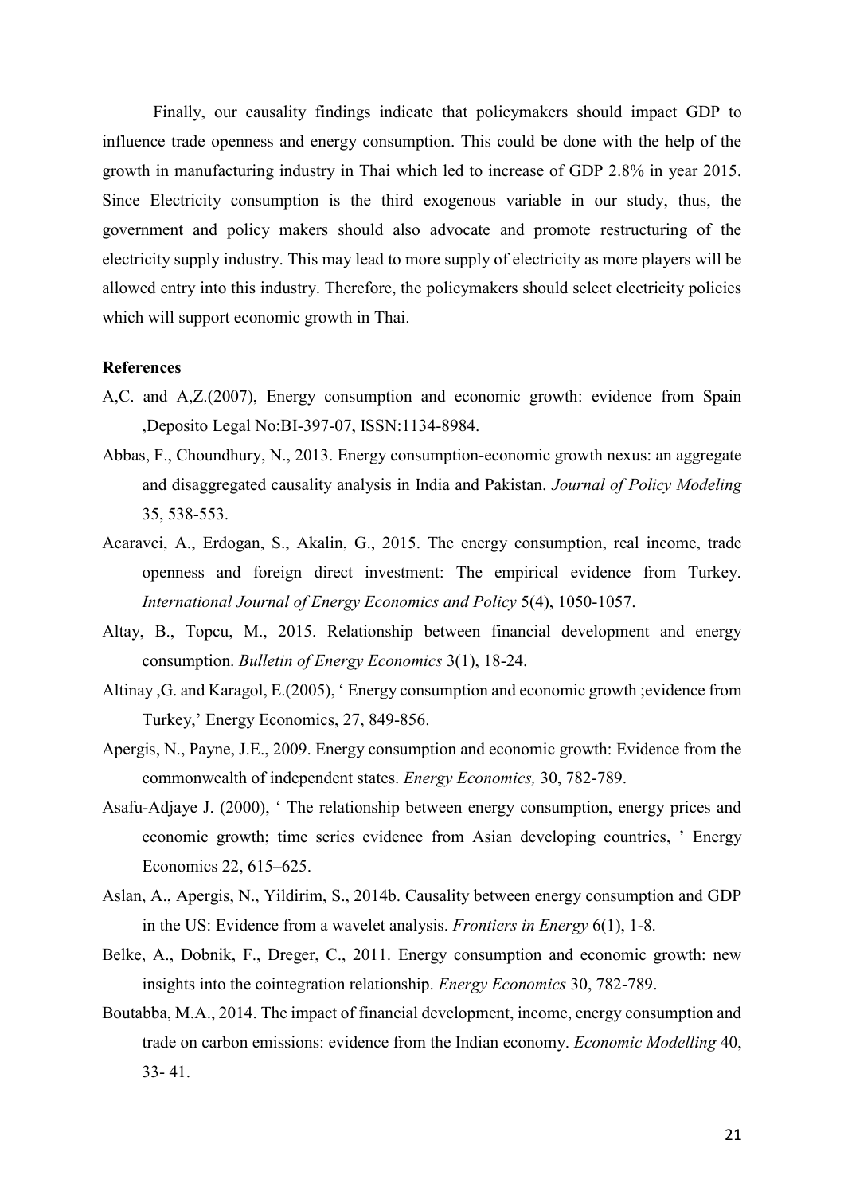Finally, our causality findings indicate that policymakers should impact GDP to influence trade openness and energy consumption. This could be done with the help of the growth in manufacturing industry in Thai which led to increase of GDP 2.8% in year 2015. Since Electricity consumption is the third exogenous variable in our study, thus, the government and policy makers should also advocate and promote restructuring of the electricity supply industry. This may lead to more supply of electricity as more players will be allowed entry into this industry. Therefore, the policymakers should select electricity policies which will support economic growth in Thai.

**References**

A,C. and A,Z.(2007), Energy consumption and economic growth: evidence from Spain ,Deposito Legal No:BI-397-07, ISSN:1134-8984.

Abbas, F., Choundhury, N., 2013. Energy consumption-economic growth nexus: an aggregate and disaggregated causality analysis in India and Pakistan. *Journal of Policy Modeling* 35, 538-553.

Acaravci, A., Erdogan, S., Akalin, G., 2015. The energy consumption, real income, trade openness and foreign direct investment: The empirical evidence from Turkey. *International Journal of Energy Economics and Policy* 5(4), 1050-1057.

Altay, B., Topcu, M., 2015. Relationship between financial development and energy consumption. *Bulletin of Energy Economics* 3(1), 18-24.

Altinay ,G. and Karagol, E.(2005), ' Energy consumption and economic growth ;evidence from Turkey,' Energy Economics, 27, 849-856.

Apergis, N., Payne, J.E., 2009. Energy consumption and economic growth: Evidence from the commonwealth of independent states. *Energy Economics,* 30, 782-789.

Asafu-Adjaye J. (2000), ' The relationship between energy consumption, energy prices and economic growth; time series evidence from Asian developing countries, ' Energy Economics 22, 615–625.

Aslan, A., Apergis, N., Yildirim, S., 2014b. Causality between energy consumption and GDP in the US: Evidence from a wavelet analysis. *Frontiers in Energy* 6(1), 1-8.

Belke, A., Dobnik, F., Dreger, C., 2011. Energy consumption and economic growth: new insights into the cointegration relationship. *Energy Economics* 30, 782-789.

Boutabba, M.A., 2014. The impact of financial development, income, energy consumption and trade on carbon emissions: evidence from the Indian economy. *Economic Modelling* 40, 33- 41.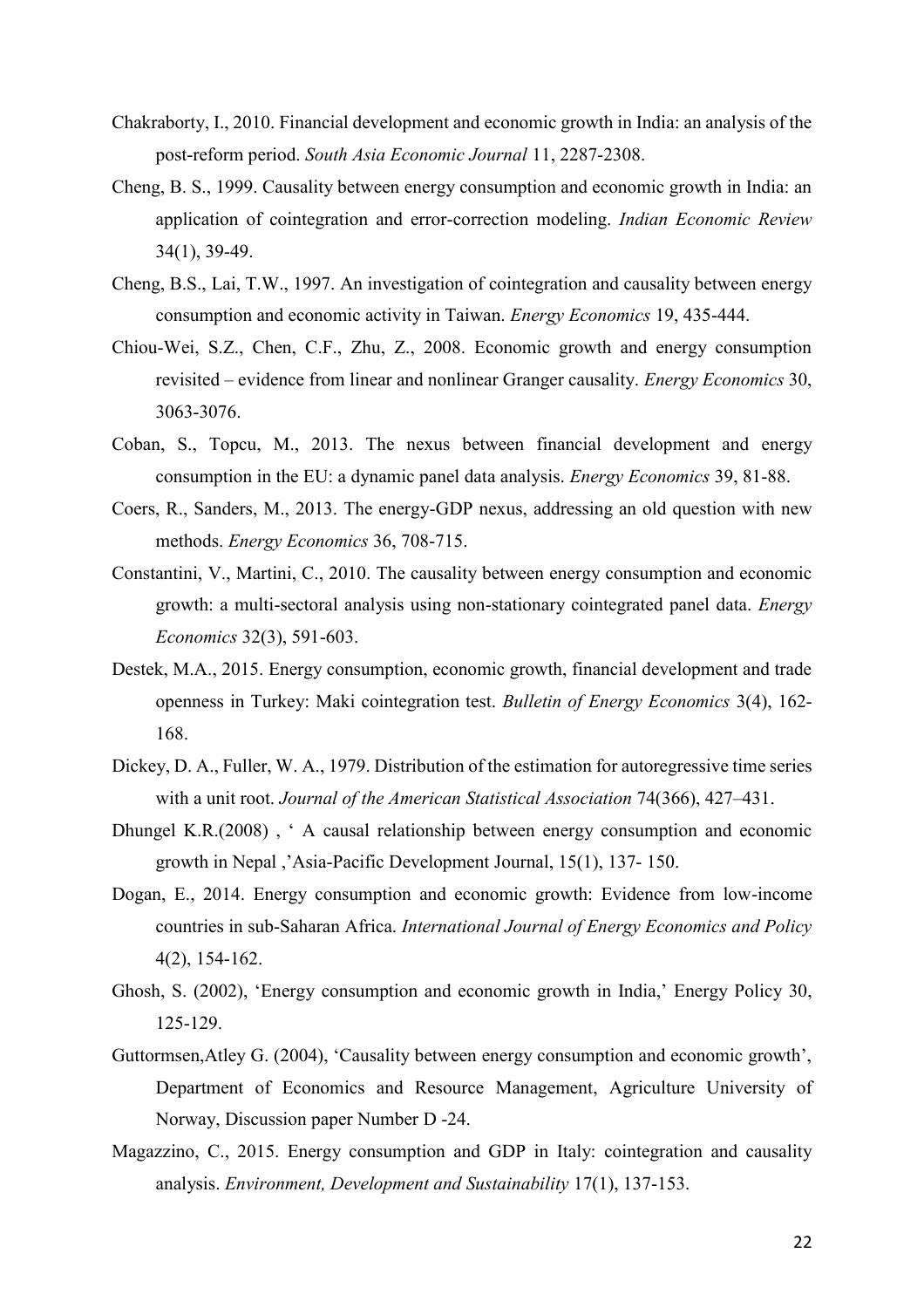Chakraborty, I., 2010. Financial development and economic growth in India: an analysis of the post-reform period. *South Asia Economic Journal* 11, 2287-2308.

Cheng, B. S., 1999. Causality between energy consumption and economic growth in India: an application of cointegration and error-correction modeling. *Indian Economic Review* 34(1), 39-49.

Cheng, B.S., Lai, T.W., 1997. An investigation of cointegration and causality between energy consumption and economic activity in Taiwan. *Energy Economics* 19, 435-444.

Chiou-Wei, S.Z., Chen, C.F., Zhu, Z., 2008. Economic growth and energy consumption revisited – evidence from linear and nonlinear Granger causality. *Energy Economics* 30, 3063-3076.

Coban, S., Topcu, M., 2013. The nexus between financial development and energy consumption in the EU: a dynamic panel data analysis. *Energy Economics* 39, 81-88.

Coers, R., Sanders, M., 2013. The energy-GDP nexus, addressing an old question with new methods. *Energy Economics* 36, 708-715.

Constantini, V., Martini, C., 2010. The causality between energy consumption and economic growth: a multi-sectoral analysis using non-stationary cointegrated panel data. *Energy Economics* 32(3), 591-603.

Destek, M.A., 2015. Energy consumption, economic growth, financial development and trade openness in Turkey: Maki cointegration test. *Bulletin of Energy Economics* 3(4), 162-168.

Dickey, D. A., Fuller, W. A., 1979. Distribution of the estimation for autoregressive time series with a unit root. *Journal of the American Statistical Association* 74(366), 427–431.

Dhungel K.R.(2008) , ' A causal relationship between energy consumption and economic growth in Nepal ,'Asia-Pacific Development Journal, 15(1), 137- 150.

Dogan, E., 2014. Energy consumption and economic growth: Evidence from low-income countries in sub-Saharan Africa. *International Journal of Energy Economics and Policy* 4(2), 154-162.

Ghosh, S. (2002), 'Energy consumption and economic growth in India,' Energy Policy 30, 125-129.

Guttormsen,Atley G. (2004), 'Causality between energy consumption and economic growth', Department of Economics and Resource Management, Agriculture University of Norway, Discussion paper Number D -24.

Magazzino, C., 2015. Energy consumption and GDP in Italy: cointegration and causality analysis. *Environment, Development and Sustainability* 17(1), 137-153.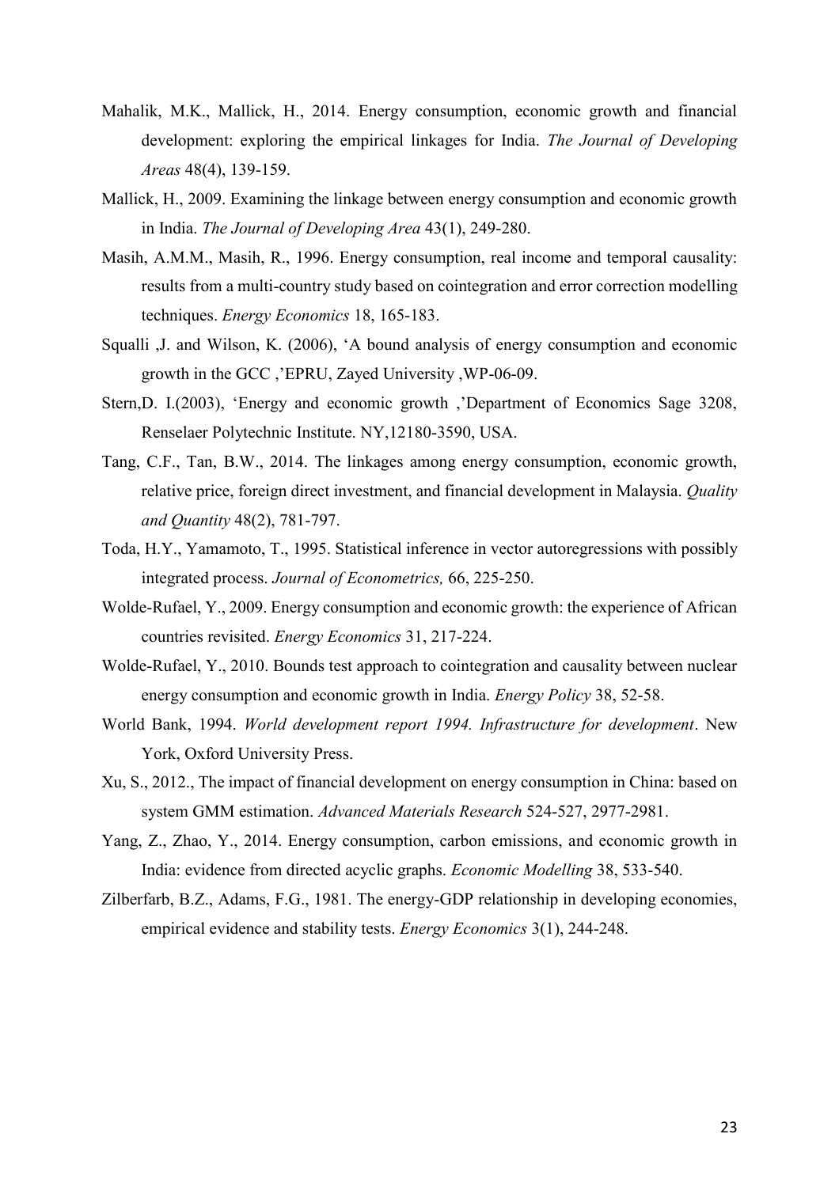Mahalik, M.K., Mallick, H., 2014. Energy consumption, economic growth and financial development: exploring the empirical linkages for India. *The Journal of Developing Areas* 48(4), 139-159.

Mallick, H., 2009. Examining the linkage between energy consumption and economic growth in India. *The Journal of Developing Area* 43(1), 249-280.

Masih, A.M.M., Masih, R., 1996. Energy consumption, real income and temporal causality: results from a multi-country study based on cointegration and error correction modelling techniques. *Energy Economics* 18, 165-183.

Squalli ,J. and Wilson, K. (2006), 'A bound analysis of energy consumption and economic growth in the GCC ,'EPRU, Zayed University ,WP-06-09.

Stern,D. I.(2003), 'Energy and economic growth ,'Department of Economics Sage 3208, Renselaer Polytechnic Institute. NY,12180-3590, USA.

Tang, C.F., Tan, B.W., 2014. The linkages among energy consumption, economic growth, relative price, foreign direct investment, and financial development in Malaysia. *Quality and Quantity* 48(2), 781-797.

Toda, H.Y., Yamamoto, T., 1995. Statistical inference in vector autoregressions with possibly integrated process. *Journal of Econometrics,* 66, 225-250.

Wolde-Rufael, Y., 2009. Energy consumption and economic growth: the experience of African countries revisited. *Energy Economics* 31, 217-224.

Wolde-Rufael, Y., 2010. Bounds test approach to cointegration and causality between nuclear energy consumption and economic growth in India. *Energy Policy* 38, 52-58.

World Bank, 1994. *World development report 1994. Infrastructure for development*. New York, Oxford University Press.

Xu, S., 2012., The impact of financial development on energy consumption in China: based on system GMM estimation. *Advanced Materials Research* 524-527, 2977-2981.

Yang, Z., Zhao, Y., 2014. Energy consumption, carbon emissions, and economic growth in India: evidence from directed acyclic graphs. *Economic Modelling* 38, 533-540.

Zilberfarb, B.Z., Adams, F.G., 1981. The energy-GDP relationship in developing economies, empirical evidence and stability tests. *Energy Economics* 3(1), 244-248.